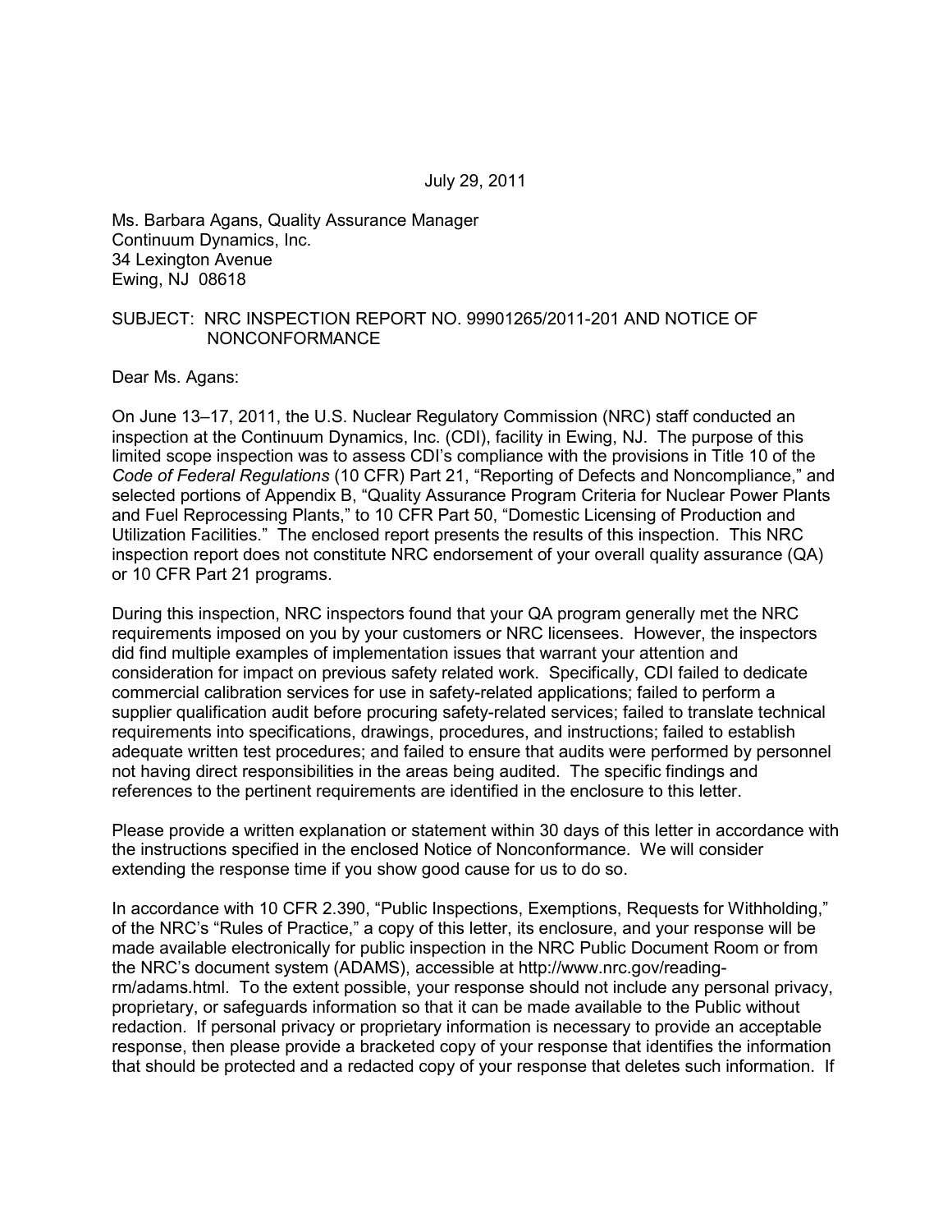July 29, 2011

Ms. Barbara Agans, Quality Assurance Manager
Continuum Dynamics, Inc.
34 Lexington Avenue
Ewing, NJ 08618

SUBJECT: NRC INSPECTION REPORT NO. 99901265/2011-201 AND NOTICE OF NONCONFORMANCE

Dear Ms. Agans:

On June 13–17, 2011, the U.S. Nuclear Regulatory Commission (NRC) staff conducted an inspection at the Continuum Dynamics, Inc. (CDI), facility in Ewing, NJ. The purpose of this limited scope inspection was to assess CDI's compliance with the provisions in Title 10 of the *Code of Federal Regulations* (10 CFR) Part 21, "Reporting of Defects and Noncompliance," and selected portions of Appendix B, "Quality Assurance Program Criteria for Nuclear Power Plants and Fuel Reprocessing Plants," to 10 CFR Part 50, "Domestic Licensing of Production and Utilization Facilities." The enclosed report presents the results of this inspection. This NRC inspection report does not constitute NRC endorsement of your overall quality assurance (QA) or 10 CFR Part 21 programs.

During this inspection, NRC inspectors found that your QA program generally met the NRC requirements imposed on you by your customers or NRC licensees. However, the inspectors did find multiple examples of implementation issues that warrant your attention and consideration for impact on previous safety related work. Specifically, CDI failed to dedicate commercial calibration services for use in safety-related applications; failed to perform a supplier qualification audit before procuring safety-related services; failed to translate technical requirements into specifications, drawings, procedures, and instructions; failed to establish adequate written test procedures; and failed to ensure that audits were performed by personnel not having direct responsibilities in the areas being audited. The specific findings and references to the pertinent requirements are identified in the enclosure to this letter.

Please provide a written explanation or statement within 30 days of this letter in accordance with the instructions specified in the enclosed Notice of Nonconformance. We will consider extending the response time if you show good cause for us to do so.

In accordance with 10 CFR 2.390, "Public Inspections, Exemptions, Requests for Withholding," of the NRC's "Rules of Practice," a copy of this letter, its enclosure, and your response will be made available electronically for public inspection in the NRC Public Document Room or from the NRC's document system (ADAMS), accessible at http://www.nrc.gov/reading-rm/adams.html. To the extent possible, your response should not include any personal privacy, proprietary, or safeguards information so that it can be made available to the Public without redaction. If personal privacy or proprietary information is necessary to provide an acceptable response, then please provide a bracketed copy of your response that identifies the information that should be protected and a redacted copy of your response that deletes such information. If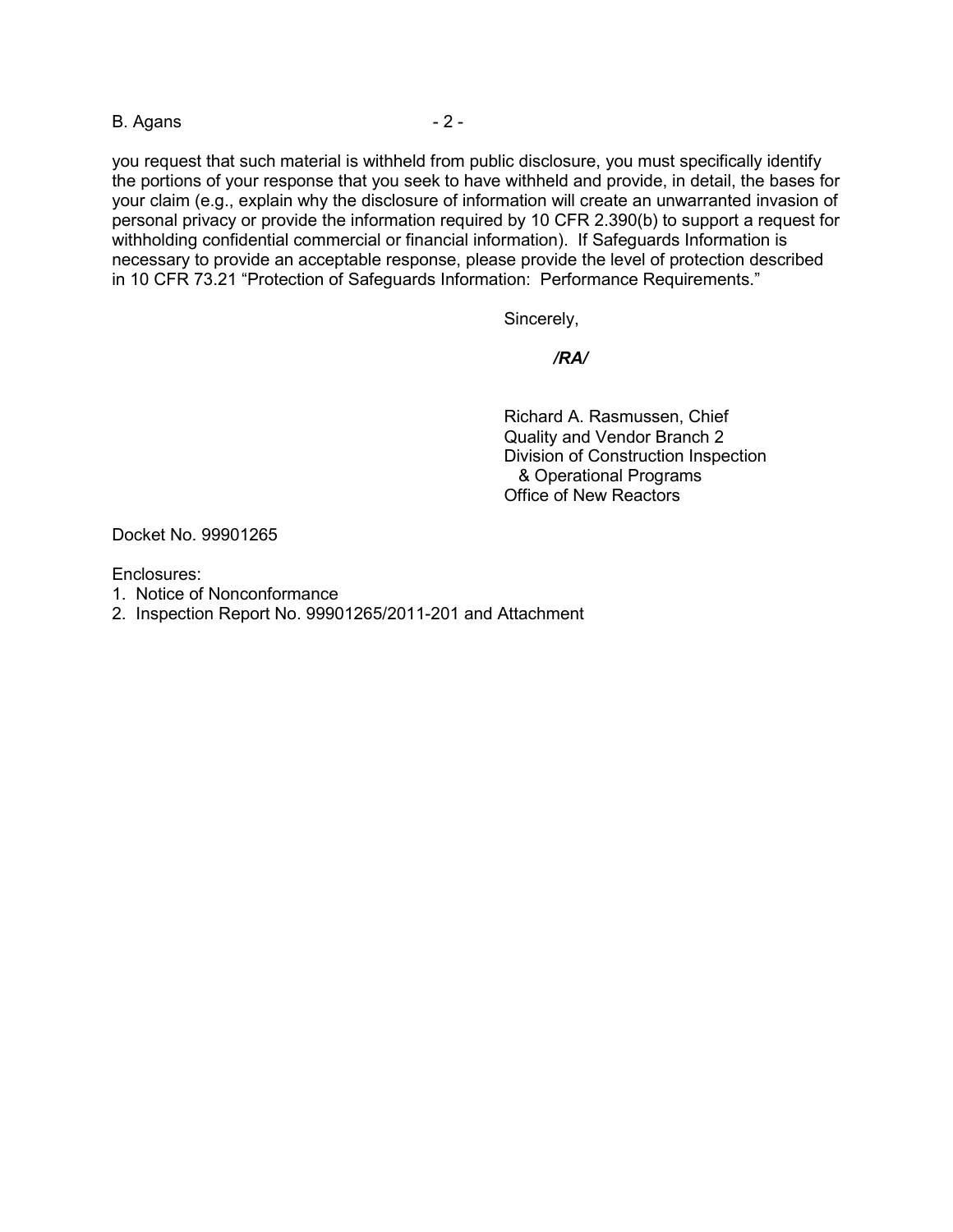you request that such material is withheld from public disclosure, you must specifically identify the portions of your response that you seek to have withheld and provide, in detail, the bases for your claim (e.g., explain why the disclosure of information will create an unwarranted invasion of personal privacy or provide the information required by 10 CFR 2.390(b) to support a request for withholding confidential commercial or financial information). If Safeguards Information is necessary to provide an acceptable response, please provide the level of protection described in 10 CFR 73.21 "Protection of Safeguards Information: Performance Requirements."

Sincerely,

***/RA/***

Richard A. Rasmussen, Chief
Quality and Vendor Branch 2
Division of Construction Inspection
& Operational Programs
Office of New Reactors

Docket No. 99901265

Enclosures:
1. Notice of Nonconformance
2. Inspection Report No. 99901265/2011-201 and Attachment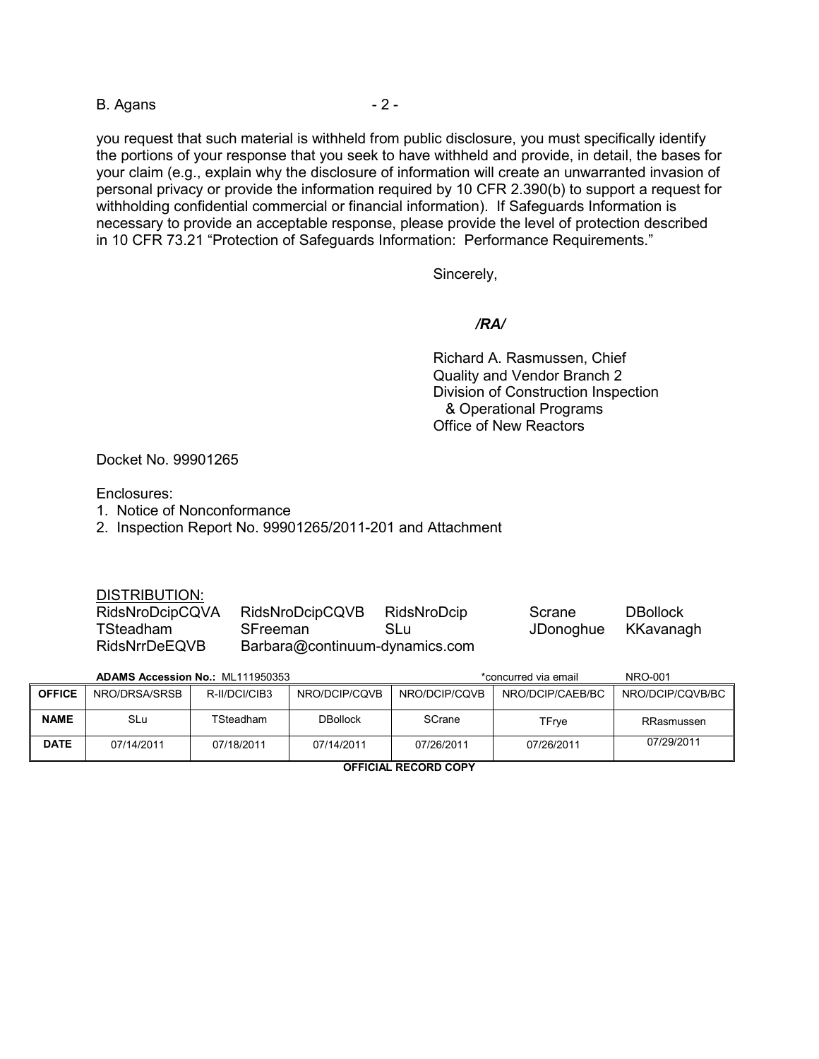you request that such material is withheld from public disclosure, you must specifically identify the portions of your response that you seek to have withheld and provide, in detail, the bases for your claim (e.g., explain why the disclosure of information will create an unwarranted invasion of personal privacy or provide the information required by 10 CFR 2.390(b) to support a request for withholding confidential commercial or financial information). If Safeguards Information is necessary to provide an acceptable response, please provide the level of protection described in 10 CFR 73.21 "Protection of Safeguards Information: Performance Requirements."

Sincerely,

*/RA/*

Richard A. Rasmussen, Chief
Quality and Vendor Branch 2
Division of Construction Inspection
& Operational Programs
Office of New Reactors

Docket No. 99901265

Enclosures:
1. Notice of Nonconformance
2. Inspection Report No. 99901265/2011-201 and Attachment

DISTRIBUTION:
RidsNroDcipCQVA RidsNroDcipCQVB RidsNroDcip Scrane DBollock
TSteadham SFreeman SLu JDonoghue KKavanagh
RidsNrrDeEQVB Barbara@continuum-dynamics.com

**ADAMS Accession No.:** ML111950353 *concurred via email NRO-001

| **OFFICE** | NRO/DRSA/SRSB | R-II/DCI/CIB3 | NRO/DCIP/CQVB | NRO/DCIP/CQVB | NRO/DCIP/CAEB/BC | NRO/DCIP/CQVB/BC |
|---|---|---|---|---|---|---|
| **NAME** | SLu | TSteadham | DBollock | SCrane | TFrye | RRasmussen |
| **DATE** | 07/14/2011 | 07/18/2011 | 07/14/2011 | 07/26/2011 | 07/26/2011 | 07/29/2011 |

**OFFICIAL RECORD COPY**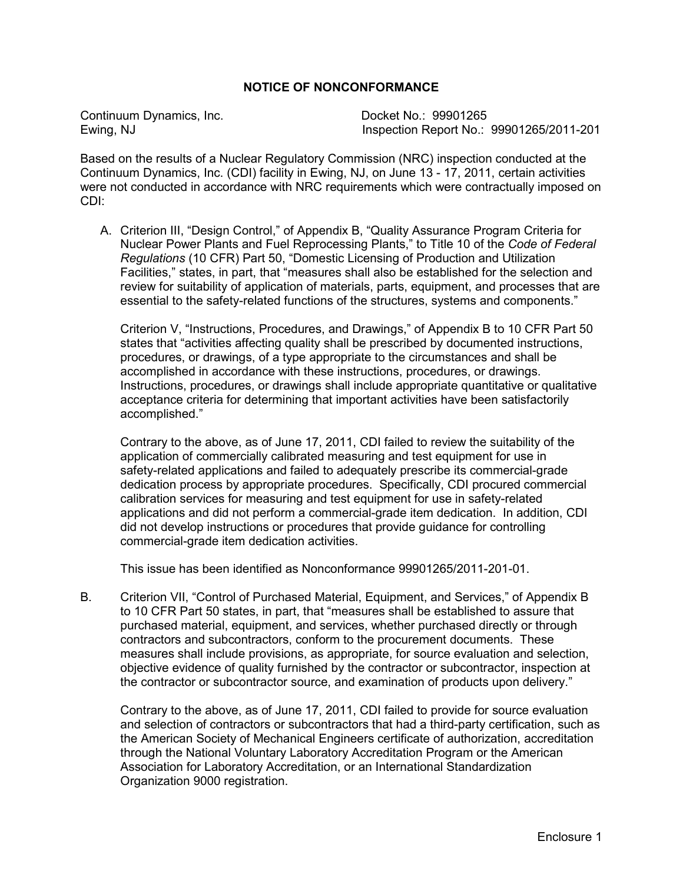## NOTICE OF NONCONFORMANCE

Continuum Dynamics, Inc.
Ewing, NJ

Docket No.: 99901265
Inspection Report No.: 99901265/2011-201

Based on the results of a Nuclear Regulatory Commission (NRC) inspection conducted at the Continuum Dynamics, Inc. (CDI) facility in Ewing, NJ, on June 13 - 17, 2011, certain activities were not conducted in accordance with NRC requirements which were contractually imposed on CDI:

A. Criterion III, "Design Control," of Appendix B, "Quality Assurance Program Criteria for Nuclear Power Plants and Fuel Reprocessing Plants," to Title 10 of the *Code of Federal Regulations* (10 CFR) Part 50, "Domestic Licensing of Production and Utilization Facilities," states, in part, that "measures shall also be established for the selection and review for suitability of application of materials, parts, equipment, and processes that are essential to the safety-related functions of the structures, systems and components."

   Criterion V, "Instructions, Procedures, and Drawings," of Appendix B to 10 CFR Part 50 states that "activities affecting quality shall be prescribed by documented instructions, procedures, or drawings, of a type appropriate to the circumstances and shall be accomplished in accordance with these instructions, procedures, or drawings. Instructions, procedures, or drawings shall include appropriate quantitative or qualitative acceptance criteria for determining that important activities have been satisfactorily accomplished."

   Contrary to the above, as of June 17, 2011, CDI failed to review the suitability of the application of commercially calibrated measuring and test equipment for use in safety-related applications and failed to adequately prescribe its commercial-grade dedication process by appropriate procedures. Specifically, CDI procured commercial calibration services for measuring and test equipment for use in safety-related applications and did not perform a commercial-grade item dedication. In addition, CDI did not develop instructions or procedures that provide guidance for controlling commercial-grade item dedication activities.

   This issue has been identified as Nonconformance 99901265/2011-201-01.

B. Criterion VII, "Control of Purchased Material, Equipment, and Services," of Appendix B to 10 CFR Part 50 states, in part, that "measures shall be established to assure that purchased material, equipment, and services, whether purchased directly or through contractors and subcontractors, conform to the procurement documents. These measures shall include provisions, as appropriate, for source evaluation and selection, objective evidence of quality furnished by the contractor or subcontractor, inspection at the contractor or subcontractor source, and examination of products upon delivery."

   Contrary to the above, as of June 17, 2011, CDI failed to provide for source evaluation and selection of contractors or subcontractors that had a third-party certification, such as the American Society of Mechanical Engineers certificate of authorization, accreditation through the National Voluntary Laboratory Accreditation Program or the American Association for Laboratory Accreditation, or an International Standardization Organization 9000 registration.

Enclosure 1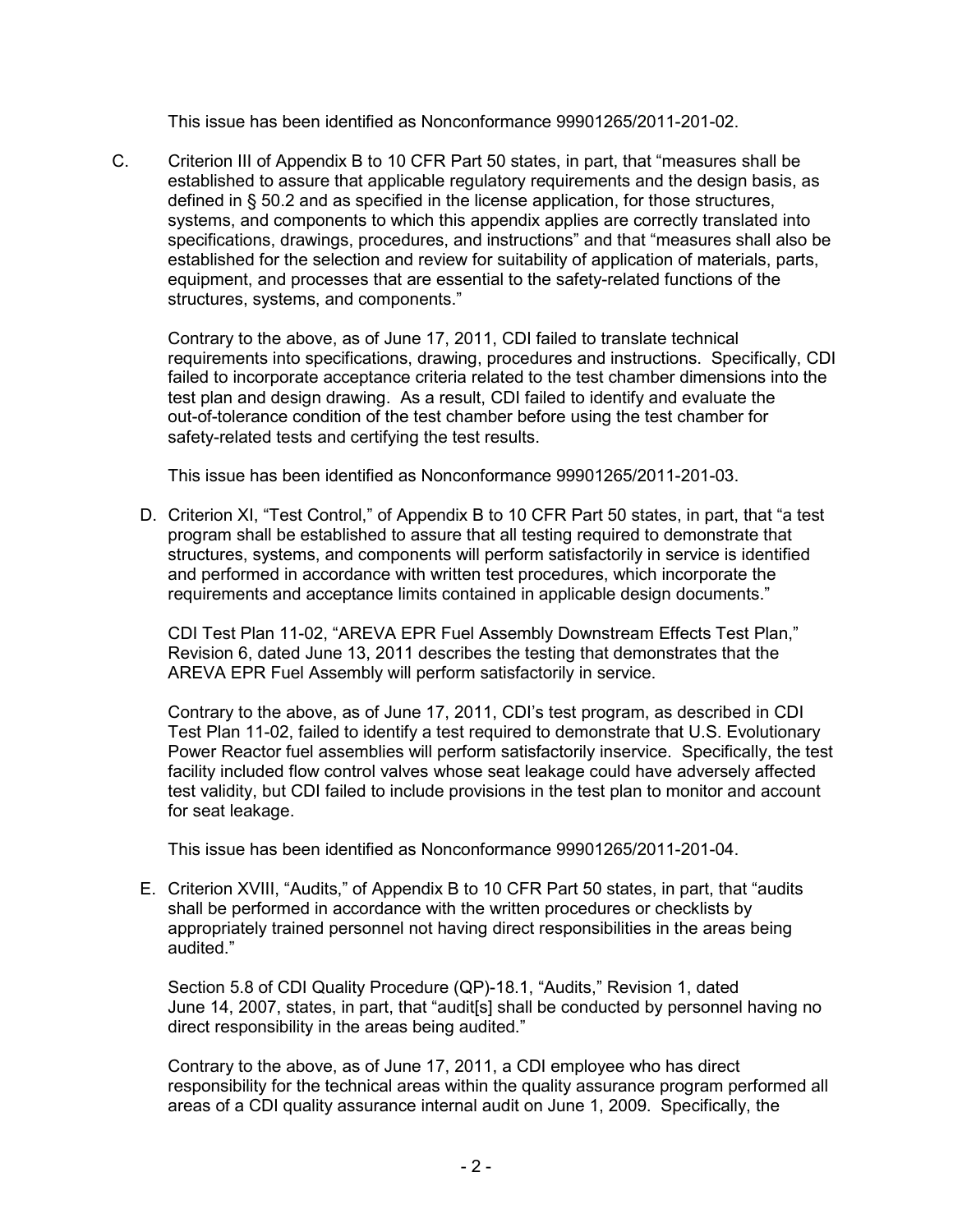This issue has been identified as Nonconformance 99901265/2011-201-02.

C. Criterion III of Appendix B to 10 CFR Part 50 states, in part, that "measures shall be established to assure that applicable regulatory requirements and the design basis, as defined in § 50.2 and as specified in the license application, for those structures, systems, and components to which this appendix applies are correctly translated into specifications, drawings, procedures, and instructions" and that "measures shall also be established for the selection and review for suitability of application of materials, parts, equipment, and processes that are essential to the safety-related functions of the structures, systems, and components."

   Contrary to the above, as of June 17, 2011, CDI failed to translate technical requirements into specifications, drawing, procedures and instructions. Specifically, CDI failed to incorporate acceptance criteria related to the test chamber dimensions into the test plan and design drawing. As a result, CDI failed to identify and evaluate the out-of-tolerance condition of the test chamber before using the test chamber for safety-related tests and certifying the test results.

   This issue has been identified as Nonconformance 99901265/2011-201-03.

D. Criterion XI, "Test Control," of Appendix B to 10 CFR Part 50 states, in part, that "a test program shall be established to assure that all testing required to demonstrate that structures, systems, and components will perform satisfactorily in service is identified and performed in accordance with written test procedures, which incorporate the requirements and acceptance limits contained in applicable design documents."

   CDI Test Plan 11-02, "AREVA EPR Fuel Assembly Downstream Effects Test Plan," Revision 6, dated June 13, 2011 describes the testing that demonstrates that the AREVA EPR Fuel Assembly will perform satisfactorily in service.

   Contrary to the above, as of June 17, 2011, CDI's test program, as described in CDI Test Plan 11-02, failed to identify a test required to demonstrate that U.S. Evolutionary Power Reactor fuel assemblies will perform satisfactorily inservice. Specifically, the test facility included flow control valves whose seat leakage could have adversely affected test validity, but CDI failed to include provisions in the test plan to monitor and account for seat leakage.

   This issue has been identified as Nonconformance 99901265/2011-201-04.

E. Criterion XVIII, "Audits," of Appendix B to 10 CFR Part 50 states, in part, that "audits shall be performed in accordance with the written procedures or checklists by appropriately trained personnel not having direct responsibilities in the areas being audited."

   Section 5.8 of CDI Quality Procedure (QP)-18.1, "Audits," Revision 1, dated June 14, 2007, states, in part, that "audit[s] shall be conducted by personnel having no direct responsibility in the areas being audited."

   Contrary to the above, as of June 17, 2011, a CDI employee who has direct responsibility for the technical areas within the quality assurance program performed all areas of a CDI quality assurance internal audit on June 1, 2009. Specifically, the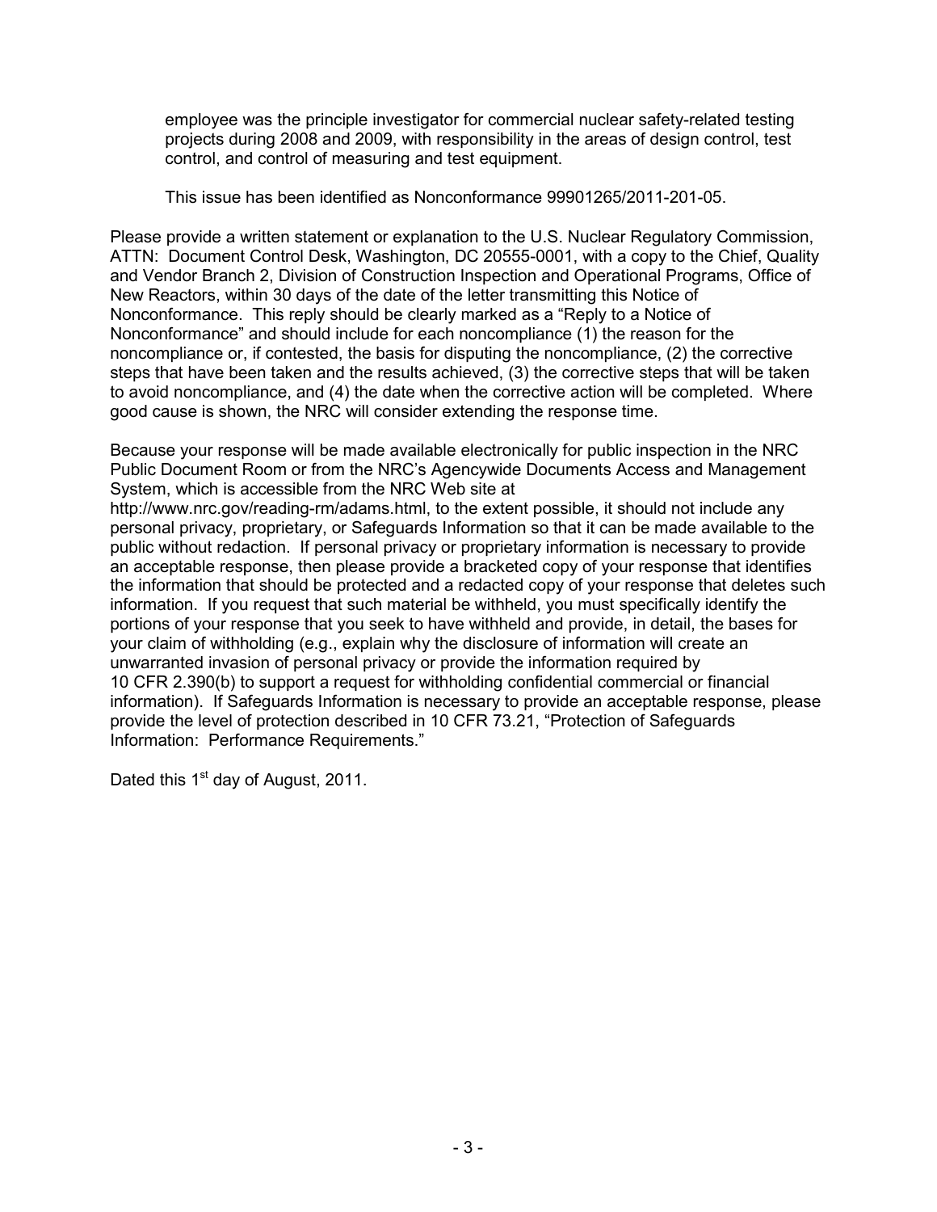employee was the principle investigator for commercial nuclear safety-related testing projects during 2008 and 2009, with responsibility in the areas of design control, test control, and control of measuring and test equipment.

This issue has been identified as Nonconformance 99901265/2011-201-05.

Please provide a written statement or explanation to the U.S. Nuclear Regulatory Commission, ATTN: Document Control Desk, Washington, DC 20555-0001, with a copy to the Chief, Quality and Vendor Branch 2, Division of Construction Inspection and Operational Programs, Office of New Reactors, within 30 days of the date of the letter transmitting this Notice of Nonconformance. This reply should be clearly marked as a "Reply to a Notice of Nonconformance" and should include for each noncompliance (1) the reason for the noncompliance or, if contested, the basis for disputing the noncompliance, (2) the corrective steps that have been taken and the results achieved, (3) the corrective steps that will be taken to avoid noncompliance, and (4) the date when the corrective action will be completed. Where good cause is shown, the NRC will consider extending the response time.

Because your response will be made available electronically for public inspection in the NRC Public Document Room or from the NRC's Agencywide Documents Access and Management System, which is accessible from the NRC Web site at http://www.nrc.gov/reading-rm/adams.html, to the extent possible, it should not include any personal privacy, proprietary, or Safeguards Information so that it can be made available to the public without redaction. If personal privacy or proprietary information is necessary to provide an acceptable response, then please provide a bracketed copy of your response that identifies the information that should be protected and a redacted copy of your response that deletes such information. If you request that such material be withheld, you must specifically identify the portions of your response that you seek to have withheld and provide, in detail, the bases for your claim of withholding (e.g., explain why the disclosure of information will create an unwarranted invasion of personal privacy or provide the information required by 10 CFR 2.390(b) to support a request for withholding confidential commercial or financial information). If Safeguards Information is necessary to provide an acceptable response, please provide the level of protection described in 10 CFR 73.21, "Protection of Safeguards Information: Performance Requirements."

Dated this 1st day of August, 2011.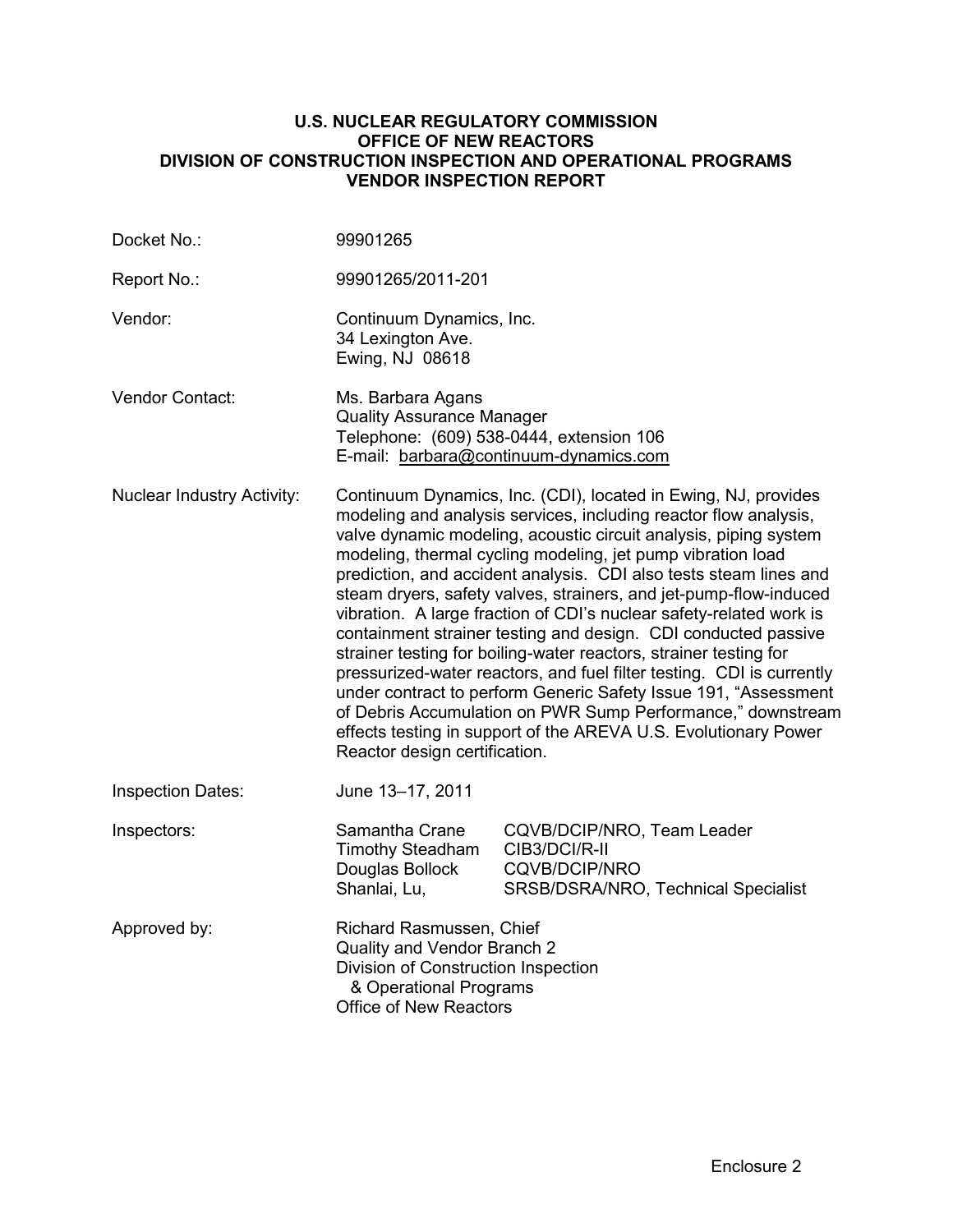**U.S. NUCLEAR REGULATORY COMMISSION**
**OFFICE OF NEW REACTORS**
**DIVISION OF CONSTRUCTION INSPECTION AND OPERATIONAL PROGRAMS**
**VENDOR INSPECTION REPORT**

| | |
|---|---|
| Docket No.: | 99901265 |
| Report No.: | 99901265/2011-201 |
| Vendor: | Continuum Dynamics, Inc.<br>34 Lexington Ave.<br>Ewing, NJ 08618 |
| Vendor Contact: | Ms. Barbara Agans<br>Quality Assurance Manager<br>Telephone: (609) 538-0444, extension 106<br>E-mail: barbara@continuum-dynamics.com |
| Nuclear Industry Activity: | Continuum Dynamics, Inc. (CDI), located in Ewing, NJ, provides modeling and analysis services, including reactor flow analysis, valve dynamic modeling, acoustic circuit analysis, piping system modeling, thermal cycling modeling, jet pump vibration load prediction, and accident analysis. CDI also tests steam lines and steam dryers, safety valves, strainers, and jet-pump-flow-induced vibration. A large fraction of CDI's nuclear safety-related work is containment strainer testing and design. CDI conducted passive strainer testing for boiling-water reactors, strainer testing for pressurized-water reactors, and fuel filter testing. CDI is currently under contract to perform Generic Safety Issue 191, "Assessment of Debris Accumulation on PWR Sump Performance," downstream effects testing in support of the AREVA U.S. Evolutionary Power Reactor design certification. |
| Inspection Dates: | June 13–17, 2011 |
| Inspectors: | Samantha Crane — CQVB/DCIP/NRO, Team Leader<br>Timothy Steadham — CIB3/DCI/R-II<br>Douglas Bollock — CQVB/DCIP/NRO<br>Shanlai, Lu, — SRSB/DSRA/NRO, Technical Specialist |
| Approved by: | Richard Rasmussen, Chief<br>Quality and Vendor Branch 2<br>Division of Construction Inspection<br>& Operational Programs<br>Office of New Reactors |

Enclosure 2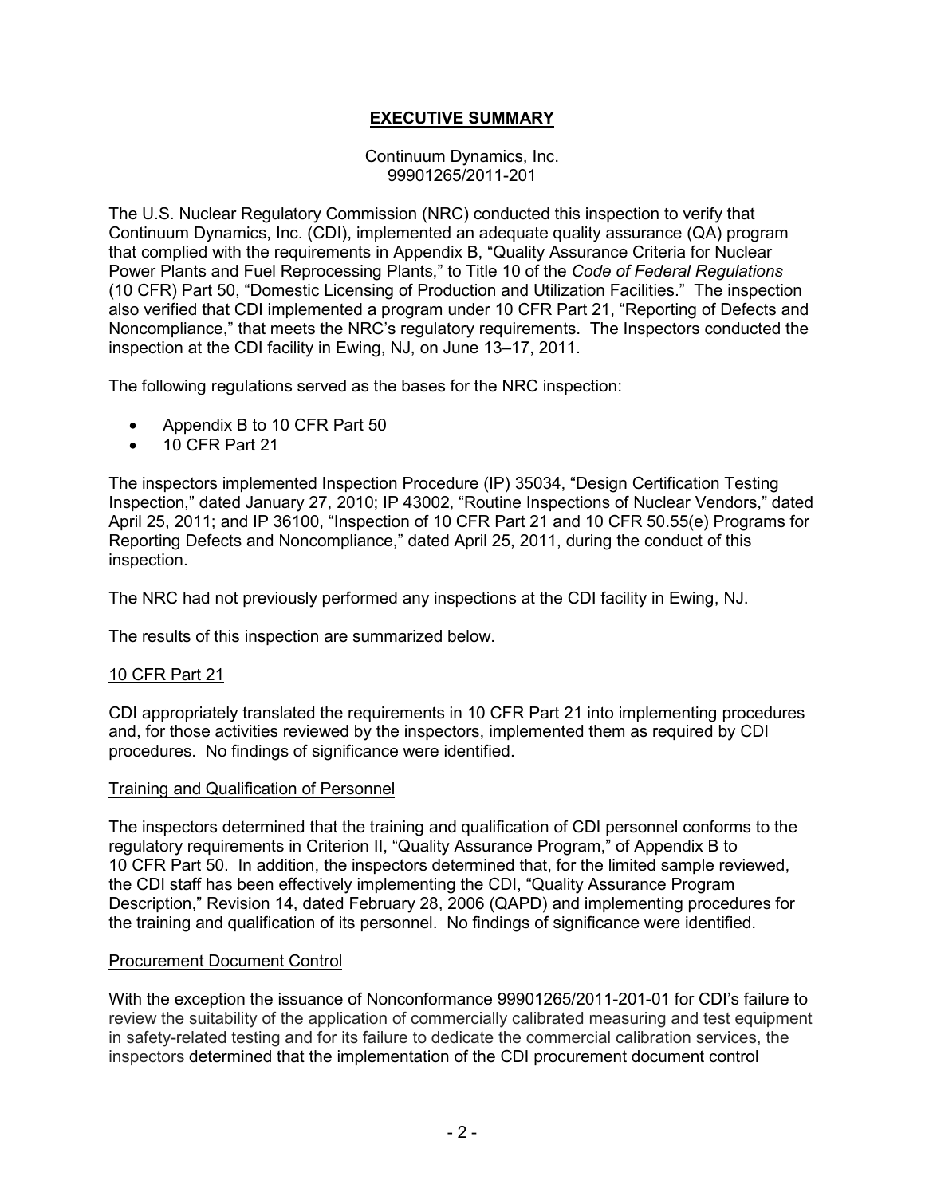# EXECUTIVE SUMMARY

Continuum Dynamics, Inc.
99901265/2011-201

The U.S. Nuclear Regulatory Commission (NRC) conducted this inspection to verify that Continuum Dynamics, Inc. (CDI), implemented an adequate quality assurance (QA) program that complied with the requirements in Appendix B, "Quality Assurance Criteria for Nuclear Power Plants and Fuel Reprocessing Plants," to Title 10 of the *Code of Federal Regulations* (10 CFR) Part 50, "Domestic Licensing of Production and Utilization Facilities." The inspection also verified that CDI implemented a program under 10 CFR Part 21, "Reporting of Defects and Noncompliance," that meets the NRC's regulatory requirements. The Inspectors conducted the inspection at the CDI facility in Ewing, NJ, on June 13–17, 2011.

The following regulations served as the bases for the NRC inspection:

- Appendix B to 10 CFR Part 50
- 10 CFR Part 21

The inspectors implemented Inspection Procedure (IP) 35034, "Design Certification Testing Inspection," dated January 27, 2010; IP 43002, "Routine Inspections of Nuclear Vendors," dated April 25, 2011; and IP 36100, "Inspection of 10 CFR Part 21 and 10 CFR 50.55(e) Programs for Reporting Defects and Noncompliance," dated April 25, 2011, during the conduct of this inspection.

The NRC had not previously performed any inspections at the CDI facility in Ewing, NJ.

The results of this inspection are summarized below.

## 10 CFR Part 21

CDI appropriately translated the requirements in 10 CFR Part 21 into implementing procedures and, for those activities reviewed by the inspectors, implemented them as required by CDI procedures. No findings of significance were identified.

## Training and Qualification of Personnel

The inspectors determined that the training and qualification of CDI personnel conforms to the regulatory requirements in Criterion II, "Quality Assurance Program," of Appendix B to 10 CFR Part 50. In addition, the inspectors determined that, for the limited sample reviewed, the CDI staff has been effectively implementing the CDI, "Quality Assurance Program Description," Revision 14, dated February 28, 2006 (QAPD) and implementing procedures for the training and qualification of its personnel. No findings of significance were identified.

## Procurement Document Control

With the exception the issuance of Nonconformance 99901265/2011-201-01 for CDI's failure to review the suitability of the application of commercially calibrated measuring and test equipment in safety-related testing and for its failure to dedicate the commercial calibration services, the inspectors determined that the implementation of the CDI procurement document control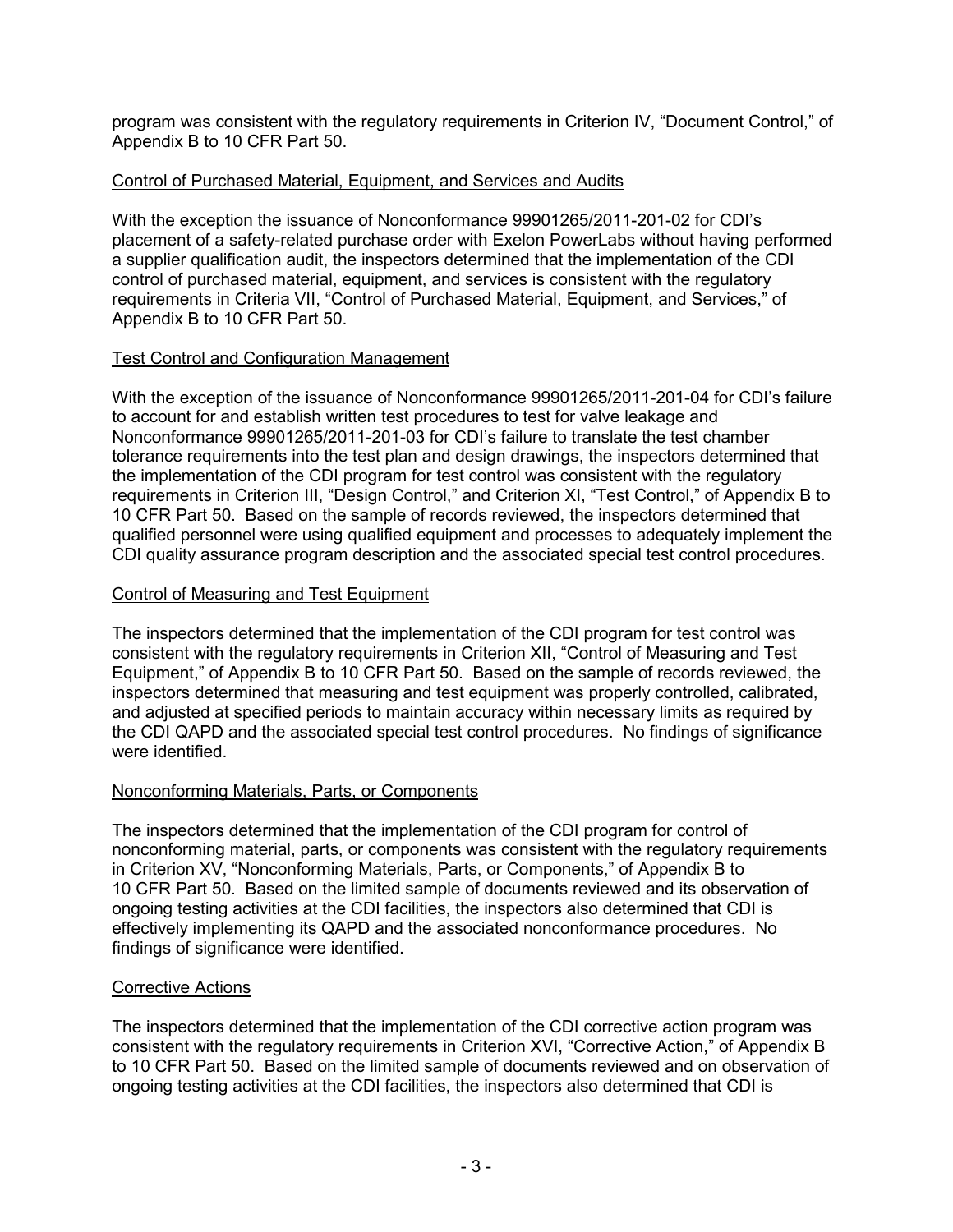program was consistent with the regulatory requirements in Criterion IV, “Document Control,” of Appendix B to 10 CFR Part 50.

Control of Purchased Material, Equipment, and Services and Audits

With the exception the issuance of Nonconformance 99901265/2011-201-02 for CDI’s placement of a safety-related purchase order with Exelon PowerLabs without having performed a supplier qualification audit, the inspectors determined that the implementation of the CDI control of purchased material, equipment, and services is consistent with the regulatory requirements in Criteria VII, “Control of Purchased Material, Equipment, and Services,” of Appendix B to 10 CFR Part 50.

Test Control and Configuration Management

With the exception of the issuance of Nonconformance 99901265/2011-201-04 for CDI’s failure to account for and establish written test procedures to test for valve leakage and Nonconformance 99901265/2011-201-03 for CDI’s failure to translate the test chamber tolerance requirements into the test plan and design drawings, the inspectors determined that the implementation of the CDI program for test control was consistent with the regulatory requirements in Criterion III, “Design Control,” and Criterion XI, “Test Control,” of Appendix B to 10 CFR Part 50. Based on the sample of records reviewed, the inspectors determined that qualified personnel were using qualified equipment and processes to adequately implement the CDI quality assurance program description and the associated special test control procedures.

Control of Measuring and Test Equipment

The inspectors determined that the implementation of the CDI program for test control was consistent with the regulatory requirements in Criterion XII, “Control of Measuring and Test Equipment,” of Appendix B to 10 CFR Part 50. Based on the sample of records reviewed, the inspectors determined that measuring and test equipment was properly controlled, calibrated, and adjusted at specified periods to maintain accuracy within necessary limits as required by the CDI QAPD and the associated special test control procedures. No findings of significance were identified.

Nonconforming Materials, Parts, or Components

The inspectors determined that the implementation of the CDI program for control of nonconforming material, parts, or components was consistent with the regulatory requirements in Criterion XV, “Nonconforming Materials, Parts, or Components,” of Appendix B to 10 CFR Part 50. Based on the limited sample of documents reviewed and its observation of ongoing testing activities at the CDI facilities, the inspectors also determined that CDI is effectively implementing its QAPD and the associated nonconformance procedures. No findings of significance were identified.

Corrective Actions

The inspectors determined that the implementation of the CDI corrective action program was consistent with the regulatory requirements in Criterion XVI, “Corrective Action,” of Appendix B to 10 CFR Part 50. Based on the limited sample of documents reviewed and on observation of ongoing testing activities at the CDI facilities, the inspectors also determined that CDI is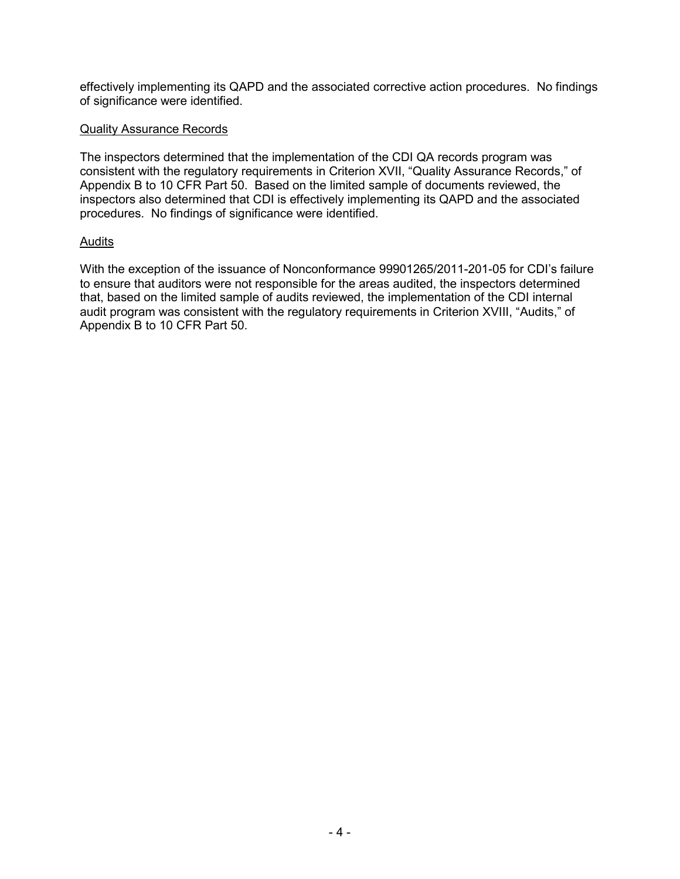effectively implementing its QAPD and the associated corrective action procedures. No findings of significance were identified.

Quality Assurance Records

The inspectors determined that the implementation of the CDI QA records program was consistent with the regulatory requirements in Criterion XVII, "Quality Assurance Records," of Appendix B to 10 CFR Part 50. Based on the limited sample of documents reviewed, the inspectors also determined that CDI is effectively implementing its QAPD and the associated procedures. No findings of significance were identified.

Audits

With the exception of the issuance of Nonconformance 99901265/2011-201-05 for CDI's failure to ensure that auditors were not responsible for the areas audited, the inspectors determined that, based on the limited sample of audits reviewed, the implementation of the CDI internal audit program was consistent with the regulatory requirements in Criterion XVIII, "Audits," of Appendix B to 10 CFR Part 50.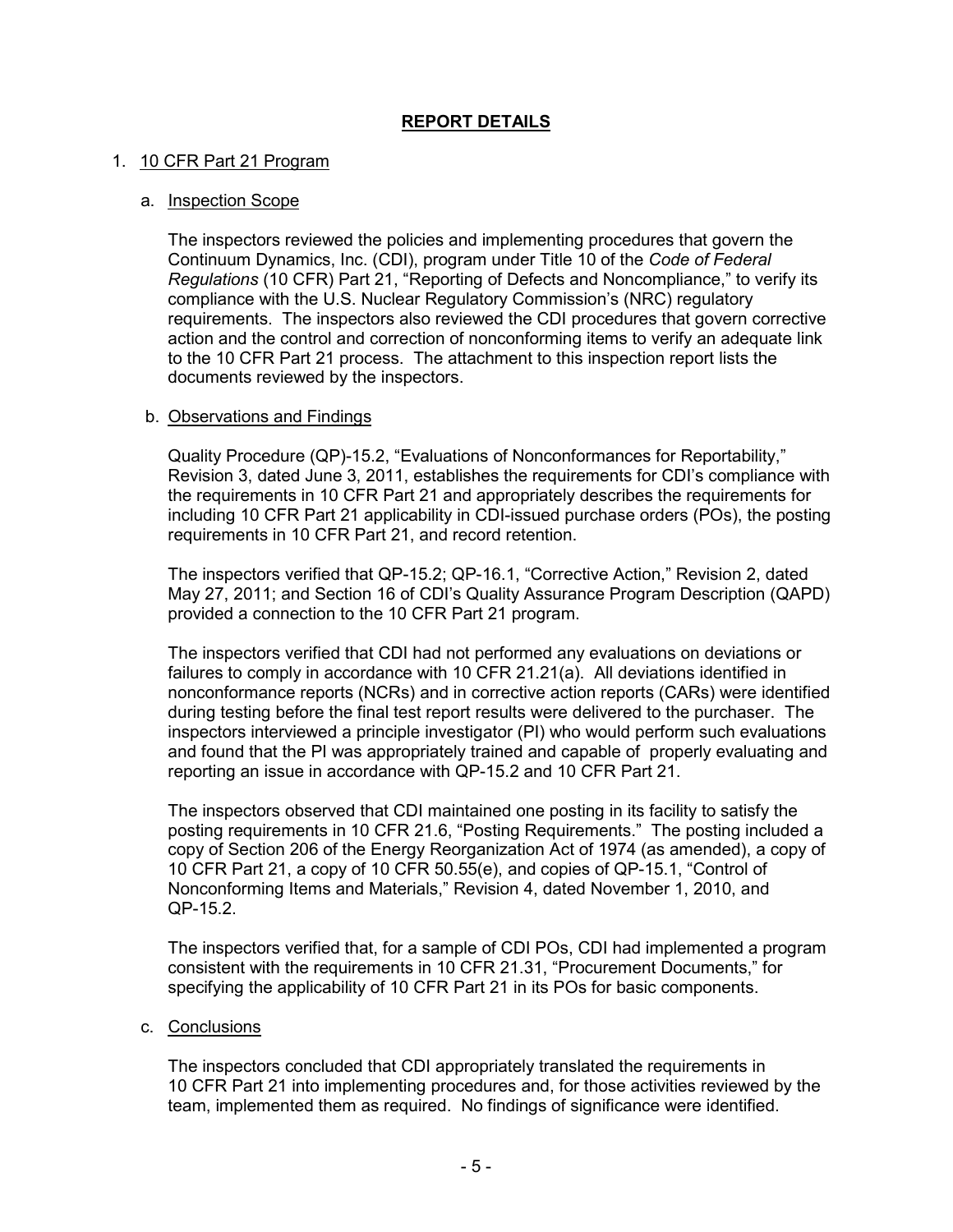## REPORT DETAILS

### 1. 10 CFR Part 21 Program

#### a. Inspection Scope

The inspectors reviewed the policies and implementing procedures that govern the Continuum Dynamics, Inc. (CDI), program under Title 10 of the *Code of Federal Regulations* (10 CFR) Part 21, "Reporting of Defects and Noncompliance," to verify its compliance with the U.S. Nuclear Regulatory Commission's (NRC) regulatory requirements. The inspectors also reviewed the CDI procedures that govern corrective action and the control and correction of nonconforming items to verify an adequate link to the 10 CFR Part 21 process. The attachment to this inspection report lists the documents reviewed by the inspectors.

#### b. Observations and Findings

Quality Procedure (QP)-15.2, "Evaluations of Nonconformances for Reportability," Revision 3, dated June 3, 2011, establishes the requirements for CDI's compliance with the requirements in 10 CFR Part 21 and appropriately describes the requirements for including 10 CFR Part 21 applicability in CDI-issued purchase orders (POs), the posting requirements in 10 CFR Part 21, and record retention.

The inspectors verified that QP-15.2; QP-16.1, "Corrective Action," Revision 2, dated May 27, 2011; and Section 16 of CDI's Quality Assurance Program Description (QAPD) provided a connection to the 10 CFR Part 21 program.

The inspectors verified that CDI had not performed any evaluations on deviations or failures to comply in accordance with 10 CFR 21.21(a). All deviations identified in nonconformance reports (NCRs) and in corrective action reports (CARs) were identified during testing before the final test report results were delivered to the purchaser. The inspectors interviewed a principle investigator (PI) who would perform such evaluations and found that the PI was appropriately trained and capable of properly evaluating and reporting an issue in accordance with QP-15.2 and 10 CFR Part 21.

The inspectors observed that CDI maintained one posting in its facility to satisfy the posting requirements in 10 CFR 21.6, "Posting Requirements." The posting included a copy of Section 206 of the Energy Reorganization Act of 1974 (as amended), a copy of 10 CFR Part 21, a copy of 10 CFR 50.55(e), and copies of QP-15.1, "Control of Nonconforming Items and Materials," Revision 4, dated November 1, 2010, and QP-15.2.

The inspectors verified that, for a sample of CDI POs, CDI had implemented a program consistent with the requirements in 10 CFR 21.31, "Procurement Documents," for specifying the applicability of 10 CFR Part 21 in its POs for basic components.

#### c. Conclusions

The inspectors concluded that CDI appropriately translated the requirements in 10 CFR Part 21 into implementing procedures and, for those activities reviewed by the team, implemented them as required. No findings of significance were identified.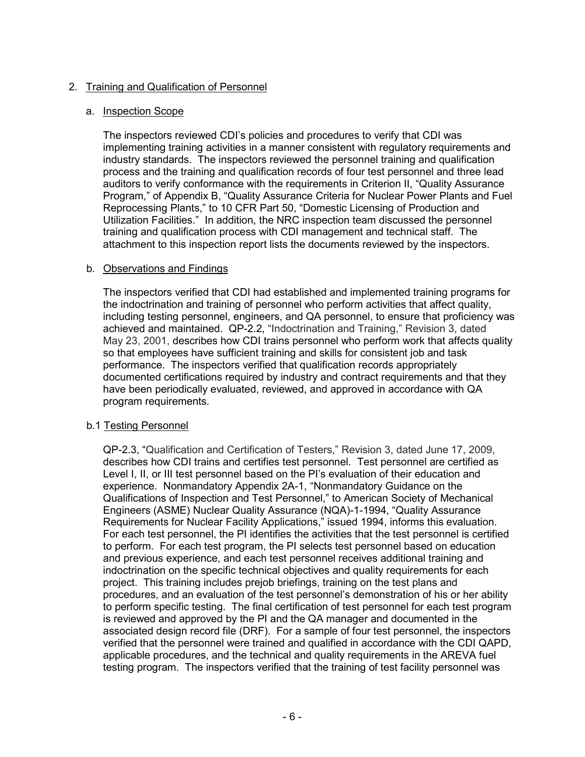2. Training and Qualification of Personnel

   a. Inspection Scope

      The inspectors reviewed CDI's policies and procedures to verify that CDI was implementing training activities in a manner consistent with regulatory requirements and industry standards. The inspectors reviewed the personnel training and qualification process and the training and qualification records of four test personnel and three lead auditors to verify conformance with the requirements in Criterion II, "Quality Assurance Program," of Appendix B, "Quality Assurance Criteria for Nuclear Power Plants and Fuel Reprocessing Plants," to 10 CFR Part 50, "Domestic Licensing of Production and Utilization Facilities." In addition, the NRC inspection team discussed the personnel training and qualification process with CDI management and technical staff. The attachment to this inspection report lists the documents reviewed by the inspectors.

   b. Observations and Findings

      The inspectors verified that CDI had established and implemented training programs for the indoctrination and training of personnel who perform activities that affect quality, including testing personnel, engineers, and QA personnel, to ensure that proficiency was achieved and maintained. QP-2.2, "Indoctrination and Training," Revision 3, dated May 23, 2001, describes how CDI trains personnel who perform work that affects quality so that employees have sufficient training and skills for consistent job and task performance. The inspectors verified that qualification records appropriately documented certifications required by industry and contract requirements and that they have been periodically evaluated, reviewed, and approved in accordance with QA program requirements.

   b.1 Testing Personnel

      QP-2.3, "Qualification and Certification of Testers," Revision 3, dated June 17, 2009, describes how CDI trains and certifies test personnel. Test personnel are certified as Level I, II, or III test personnel based on the PI's evaluation of their education and experience. Nonmandatory Appendix 2A-1, "Nonmandatory Guidance on the Qualifications of Inspection and Test Personnel," to American Society of Mechanical Engineers (ASME) Nuclear Quality Assurance (NQA)-1-1994, "Quality Assurance Requirements for Nuclear Facility Applications," issued 1994, informs this evaluation. For each test personnel, the PI identifies the activities that the test personnel is certified to perform. For each test program, the PI selects test personnel based on education and previous experience, and each test personnel receives additional training and indoctrination on the specific technical objectives and quality requirements for each project. This training includes prejob briefings, training on the test plans and procedures, and an evaluation of the test personnel's demonstration of his or her ability to perform specific testing. The final certification of test personnel for each test program is reviewed and approved by the PI and the QA manager and documented in the associated design record file (DRF). For a sample of four test personnel, the inspectors verified that the personnel were trained and qualified in accordance with the CDI QAPD, applicable procedures, and the technical and quality requirements in the AREVA fuel testing program. The inspectors verified that the training of test facility personnel was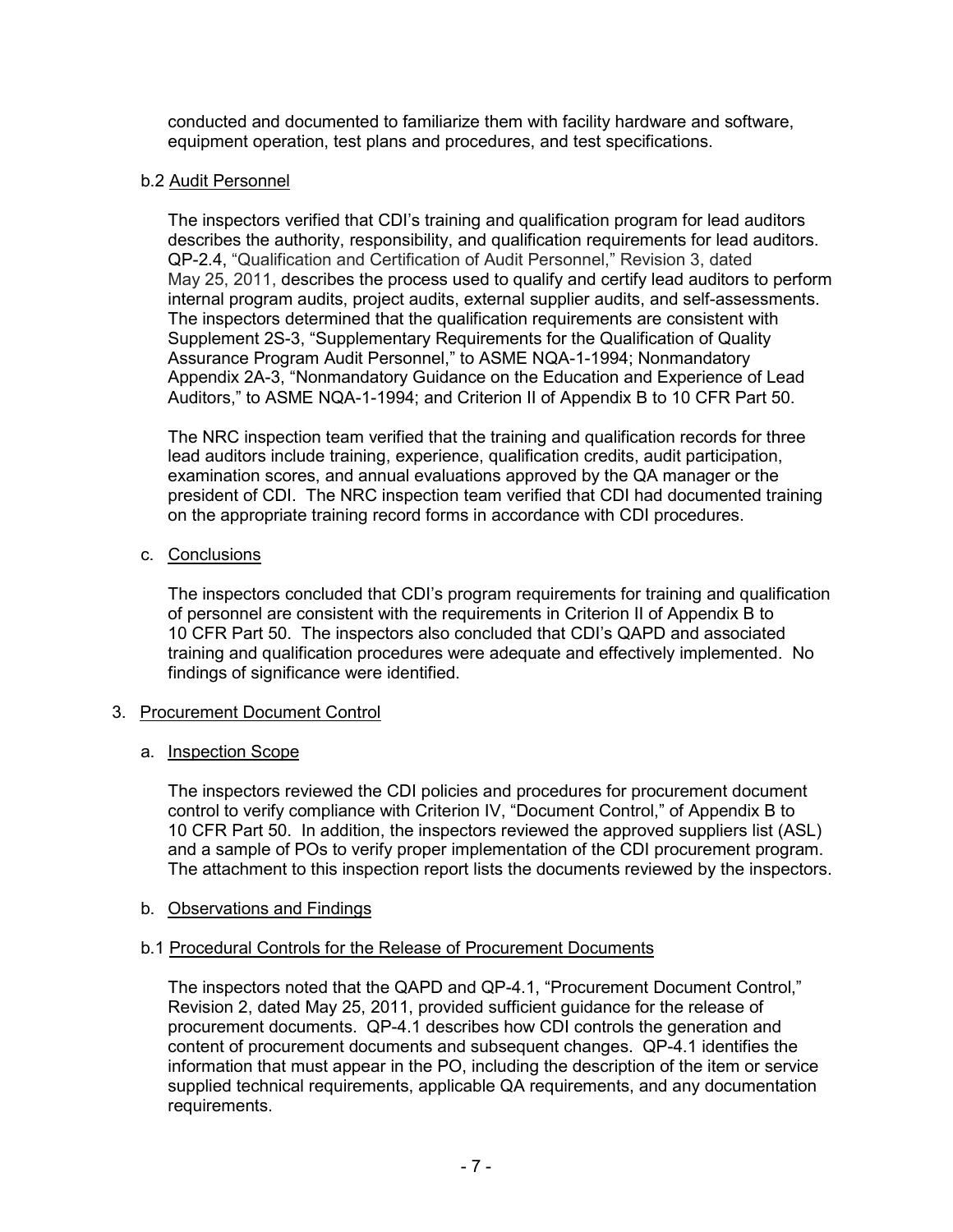conducted and documented to familiarize them with facility hardware and software, equipment operation, test plans and procedures, and test specifications.

b.2 Audit Personnel

The inspectors verified that CDI's training and qualification program for lead auditors describes the authority, responsibility, and qualification requirements for lead auditors. QP-2.4, "Qualification and Certification of Audit Personnel," Revision 3, dated May 25, 2011, describes the process used to qualify and certify lead auditors to perform internal program audits, project audits, external supplier audits, and self-assessments. The inspectors determined that the qualification requirements are consistent with Supplement 2S-3, "Supplementary Requirements for the Qualification of Quality Assurance Program Audit Personnel," to ASME NQA-1-1994; Nonmandatory Appendix 2A-3, "Nonmandatory Guidance on the Education and Experience of Lead Auditors," to ASME NQA-1-1994; and Criterion II of Appendix B to 10 CFR Part 50.

The NRC inspection team verified that the training and qualification records for three lead auditors include training, experience, qualification credits, audit participation, examination scores, and annual evaluations approved by the QA manager or the president of CDI. The NRC inspection team verified that CDI had documented training on the appropriate training record forms in accordance with CDI procedures.

c. Conclusions

The inspectors concluded that CDI's program requirements for training and qualification of personnel are consistent with the requirements in Criterion II of Appendix B to 10 CFR Part 50. The inspectors also concluded that CDI's QAPD and associated training and qualification procedures were adequate and effectively implemented. No findings of significance were identified.

3. Procurement Document Control

a. Inspection Scope

The inspectors reviewed the CDI policies and procedures for procurement document control to verify compliance with Criterion IV, "Document Control," of Appendix B to 10 CFR Part 50. In addition, the inspectors reviewed the approved suppliers list (ASL) and a sample of POs to verify proper implementation of the CDI procurement program. The attachment to this inspection report lists the documents reviewed by the inspectors.

b. Observations and Findings

b.1 Procedural Controls for the Release of Procurement Documents

The inspectors noted that the QAPD and QP-4.1, "Procurement Document Control," Revision 2, dated May 25, 2011, provided sufficient guidance for the release of procurement documents. QP-4.1 describes how CDI controls the generation and content of procurement documents and subsequent changes. QP-4.1 identifies the information that must appear in the PO, including the description of the item or service supplied technical requirements, applicable QA requirements, and any documentation requirements.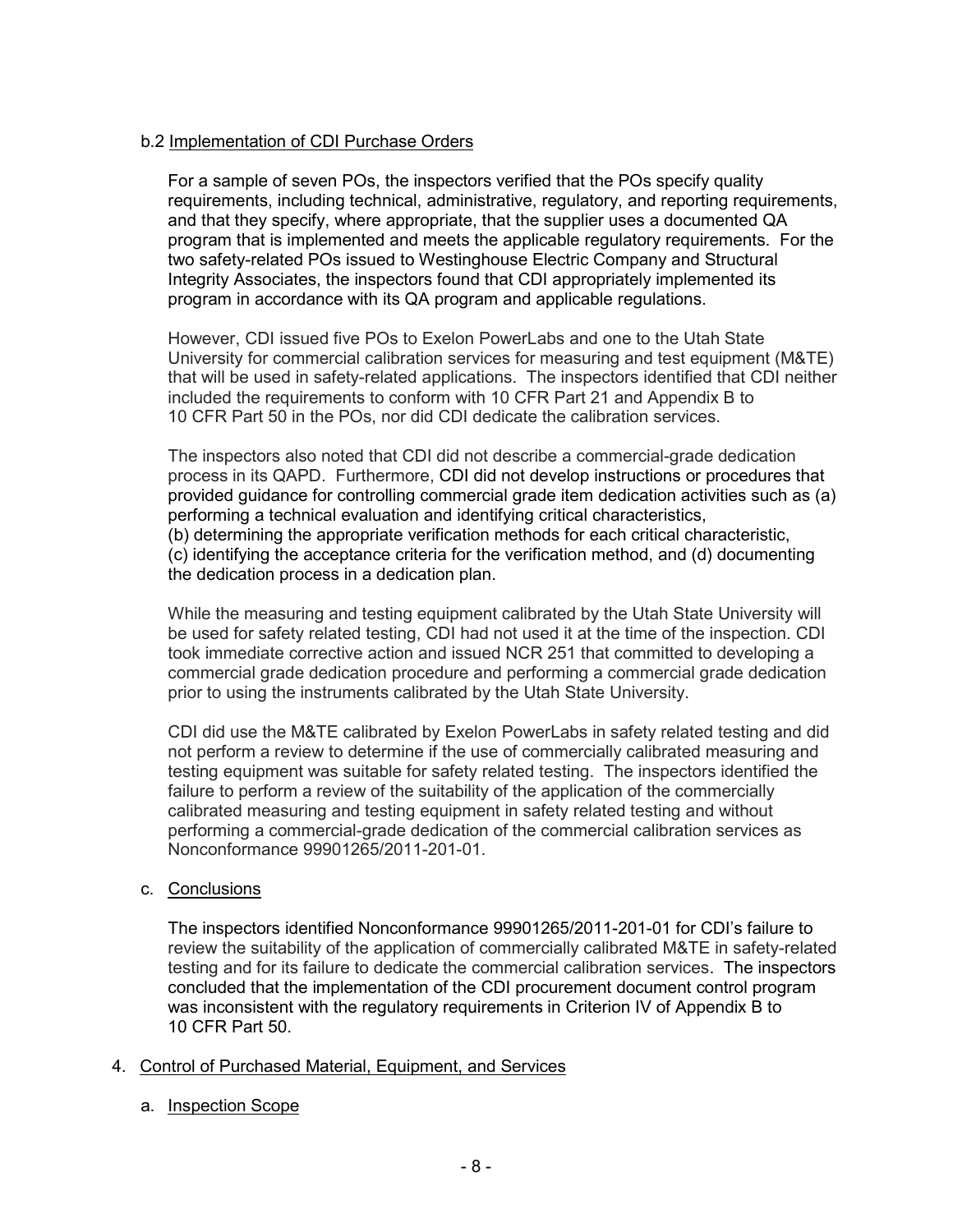b.2 Implementation of CDI Purchase Orders

For a sample of seven POs, the inspectors verified that the POs specify quality requirements, including technical, administrative, regulatory, and reporting requirements, and that they specify, where appropriate, that the supplier uses a documented QA program that is implemented and meets the applicable regulatory requirements. For the two safety-related POs issued to Westinghouse Electric Company and Structural Integrity Associates, the inspectors found that CDI appropriately implemented its program in accordance with its QA program and applicable regulations.

However, CDI issued five POs to Exelon PowerLabs and one to the Utah State University for commercial calibration services for measuring and test equipment (M&TE) that will be used in safety-related applications. The inspectors identified that CDI neither included the requirements to conform with 10 CFR Part 21 and Appendix B to 10 CFR Part 50 in the POs, nor did CDI dedicate the calibration services.

The inspectors also noted that CDI did not describe a commercial-grade dedication process in its QAPD. Furthermore, CDI did not develop instructions or procedures that provided guidance for controlling commercial grade item dedication activities such as (a) performing a technical evaluation and identifying critical characteristics, (b) determining the appropriate verification methods for each critical characteristic, (c) identifying the acceptance criteria for the verification method, and (d) documenting the dedication process in a dedication plan.

While the measuring and testing equipment calibrated by the Utah State University will be used for safety related testing, CDI had not used it at the time of the inspection. CDI took immediate corrective action and issued NCR 251 that committed to developing a commercial grade dedication procedure and performing a commercial grade dedication prior to using the instruments calibrated by the Utah State University.

CDI did use the M&TE calibrated by Exelon PowerLabs in safety related testing and did not perform a review to determine if the use of commercially calibrated measuring and testing equipment was suitable for safety related testing. The inspectors identified the failure to perform a review of the suitability of the application of the commercially calibrated measuring and testing equipment in safety related testing and without performing a commercial-grade dedication of the commercial calibration services as Nonconformance 99901265/2011-201-01.

c. Conclusions

The inspectors identified Nonconformance 99901265/2011-201-01 for CDI's failure to review the suitability of the application of commercially calibrated M&TE in safety-related testing and for its failure to dedicate the commercial calibration services. The inspectors concluded that the implementation of the CDI procurement document control program was inconsistent with the regulatory requirements in Criterion IV of Appendix B to 10 CFR Part 50.

4. Control of Purchased Material, Equipment, and Services

a. Inspection Scope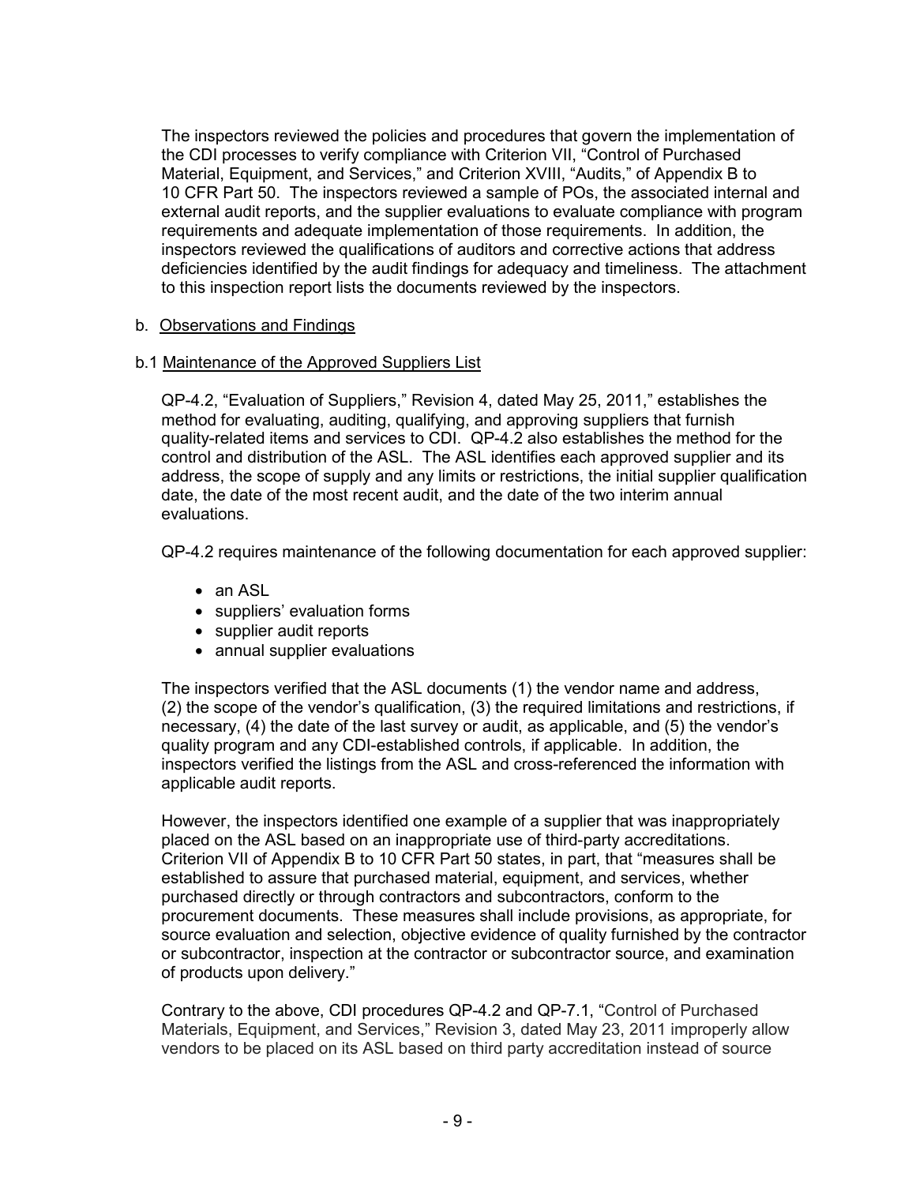The inspectors reviewed the policies and procedures that govern the implementation of the CDI processes to verify compliance with Criterion VII, "Control of Purchased Material, Equipment, and Services," and Criterion XVIII, "Audits," of Appendix B to 10 CFR Part 50. The inspectors reviewed a sample of POs, the associated internal and external audit reports, and the supplier evaluations to evaluate compliance with program requirements and adequate implementation of those requirements. In addition, the inspectors reviewed the qualifications of auditors and corrective actions that address deficiencies identified by the audit findings for adequacy and timeliness. The attachment to this inspection report lists the documents reviewed by the inspectors.

b. Observations and Findings

b.1 Maintenance of the Approved Suppliers List

QP-4.2, "Evaluation of Suppliers," Revision 4, dated May 25, 2011," establishes the method for evaluating, auditing, qualifying, and approving suppliers that furnish quality-related items and services to CDI. QP-4.2 also establishes the method for the control and distribution of the ASL. The ASL identifies each approved supplier and its address, the scope of supply and any limits or restrictions, the initial supplier qualification date, the date of the most recent audit, and the date of the two interim annual evaluations.

QP-4.2 requires maintenance of the following documentation for each approved supplier:

- an ASL
- suppliers' evaluation forms
- supplier audit reports
- annual supplier evaluations

The inspectors verified that the ASL documents (1) the vendor name and address, (2) the scope of the vendor's qualification, (3) the required limitations and restrictions, if necessary, (4) the date of the last survey or audit, as applicable, and (5) the vendor's quality program and any CDI-established controls, if applicable. In addition, the inspectors verified the listings from the ASL and cross-referenced the information with applicable audit reports.

However, the inspectors identified one example of a supplier that was inappropriately placed on the ASL based on an inappropriate use of third-party accreditations. Criterion VII of Appendix B to 10 CFR Part 50 states, in part, that "measures shall be established to assure that purchased material, equipment, and services, whether purchased directly or through contractors and subcontractors, conform to the procurement documents. These measures shall include provisions, as appropriate, for source evaluation and selection, objective evidence of quality furnished by the contractor or subcontractor, inspection at the contractor or subcontractor source, and examination of products upon delivery."

Contrary to the above, CDI procedures QP-4.2 and QP-7.1, "Control of Purchased Materials, Equipment, and Services," Revision 3, dated May 23, 2011 improperly allow vendors to be placed on its ASL based on third party accreditation instead of source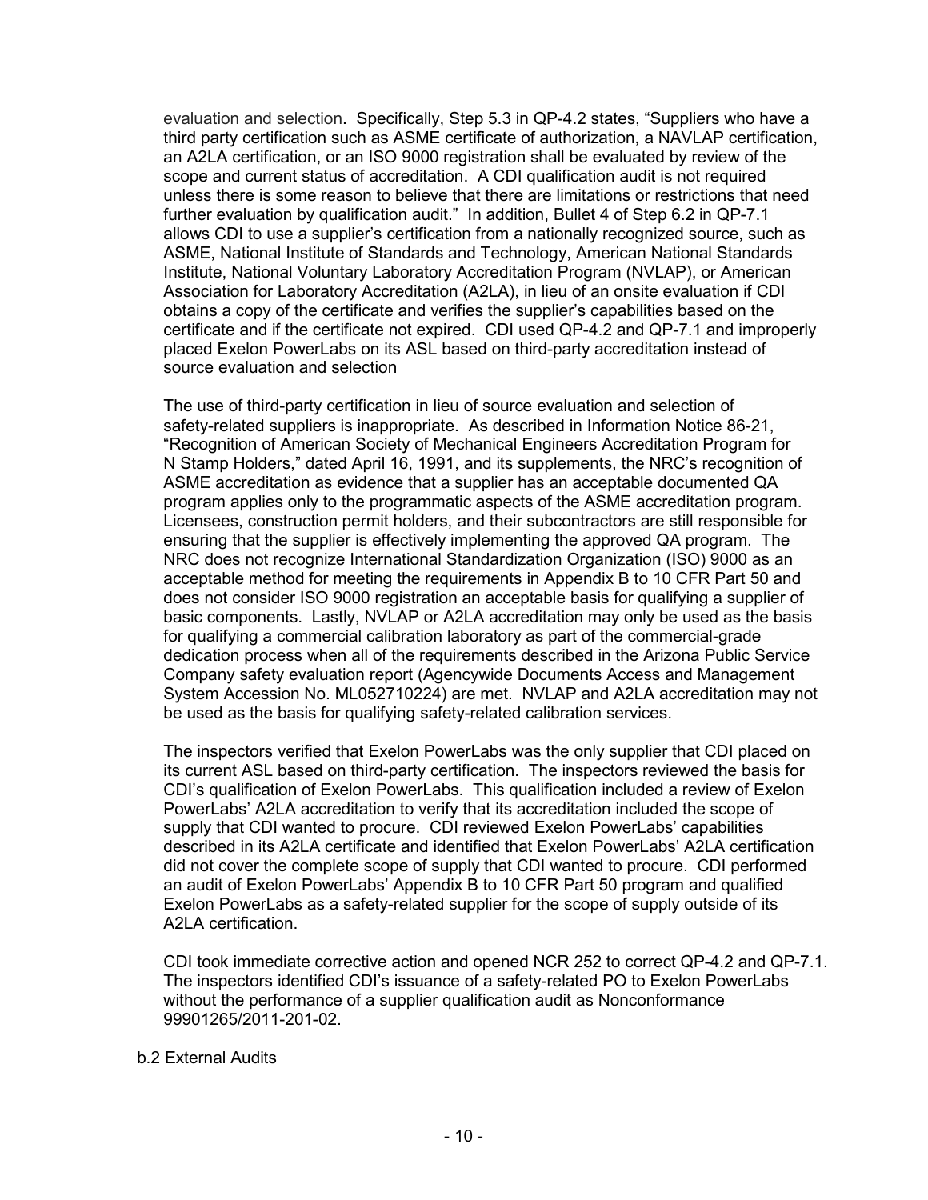evaluation and selection. Specifically, Step 5.3 in QP-4.2 states, "Suppliers who have a third party certification such as ASME certificate of authorization, a NAVLAP certification, an A2LA certification, or an ISO 9000 registration shall be evaluated by review of the scope and current status of accreditation. A CDI qualification audit is not required unless there is some reason to believe that there are limitations or restrictions that need further evaluation by qualification audit." In addition, Bullet 4 of Step 6.2 in QP-7.1 allows CDI to use a supplier's certification from a nationally recognized source, such as ASME, National Institute of Standards and Technology, American National Standards Institute, National Voluntary Laboratory Accreditation Program (NVLAP), or American Association for Laboratory Accreditation (A2LA), in lieu of an onsite evaluation if CDI obtains a copy of the certificate and verifies the supplier's capabilities based on the certificate and if the certificate not expired. CDI used QP-4.2 and QP-7.1 and improperly placed Exelon PowerLabs on its ASL based on third-party accreditation instead of source evaluation and selection

The use of third-party certification in lieu of source evaluation and selection of safety-related suppliers is inappropriate. As described in Information Notice 86-21, "Recognition of American Society of Mechanical Engineers Accreditation Program for N Stamp Holders," dated April 16, 1991, and its supplements, the NRC's recognition of ASME accreditation as evidence that a supplier has an acceptable documented QA program applies only to the programmatic aspects of the ASME accreditation program. Licensees, construction permit holders, and their subcontractors are still responsible for ensuring that the supplier is effectively implementing the approved QA program. The NRC does not recognize International Standardization Organization (ISO) 9000 as an acceptable method for meeting the requirements in Appendix B to 10 CFR Part 50 and does not consider ISO 9000 registration an acceptable basis for qualifying a supplier of basic components. Lastly, NVLAP or A2LA accreditation may only be used as the basis for qualifying a commercial calibration laboratory as part of the commercial-grade dedication process when all of the requirements described in the Arizona Public Service Company safety evaluation report (Agencywide Documents Access and Management System Accession No. ML052710224) are met. NVLAP and A2LA accreditation may not be used as the basis for qualifying safety-related calibration services.

The inspectors verified that Exelon PowerLabs was the only supplier that CDI placed on its current ASL based on third-party certification. The inspectors reviewed the basis for CDI's qualification of Exelon PowerLabs. This qualification included a review of Exelon PowerLabs' A2LA accreditation to verify that its accreditation included the scope of supply that CDI wanted to procure. CDI reviewed Exelon PowerLabs' capabilities described in its A2LA certificate and identified that Exelon PowerLabs' A2LA certification did not cover the complete scope of supply that CDI wanted to procure. CDI performed an audit of Exelon PowerLabs' Appendix B to 10 CFR Part 50 program and qualified Exelon PowerLabs as a safety-related supplier for the scope of supply outside of its A2LA certification.

CDI took immediate corrective action and opened NCR 252 to correct QP-4.2 and QP-7.1. The inspectors identified CDI's issuance of a safety-related PO to Exelon PowerLabs without the performance of a supplier qualification audit as Nonconformance 99901265/2011-201-02.

b.2 <u>External Audits</u>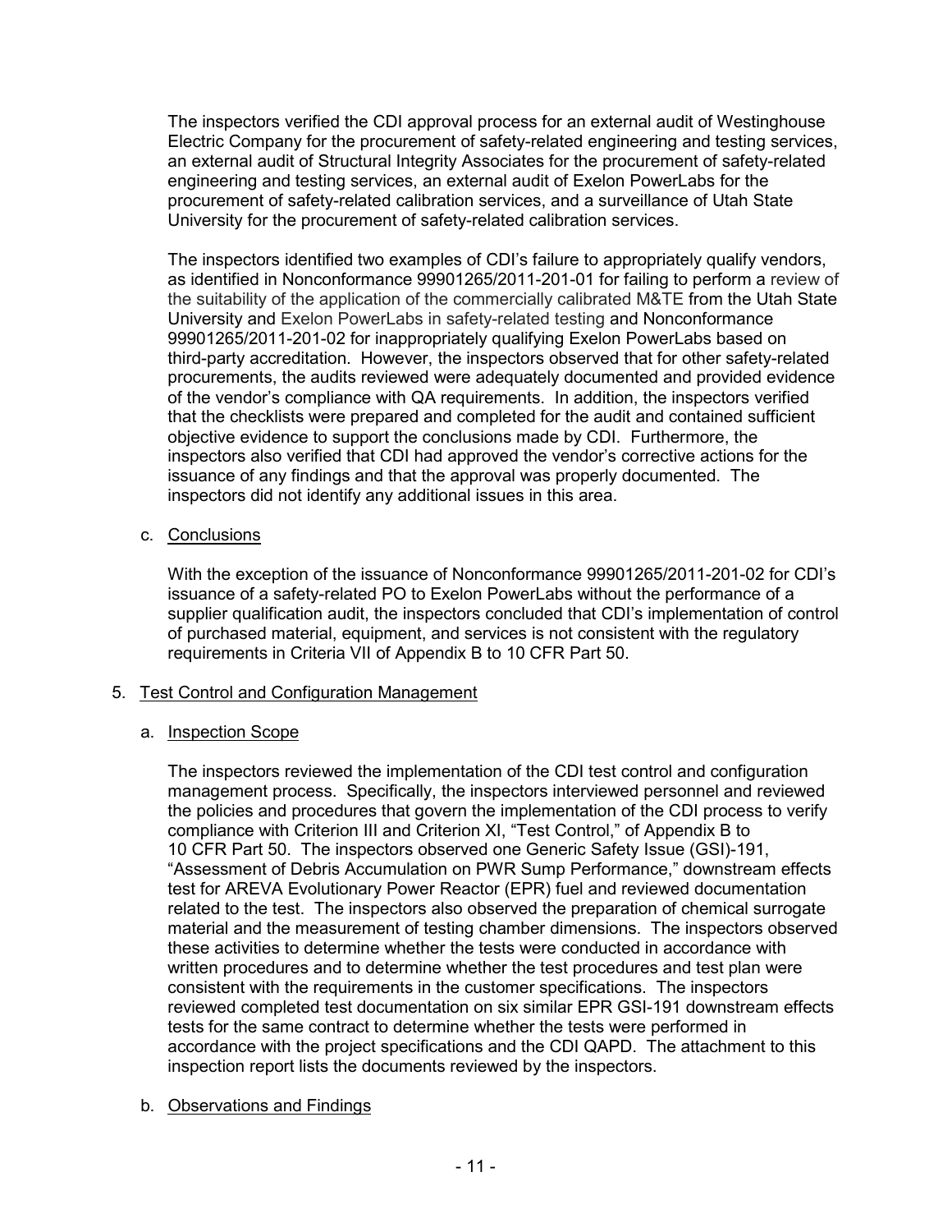The inspectors verified the CDI approval process for an external audit of Westinghouse Electric Company for the procurement of safety-related engineering and testing services, an external audit of Structural Integrity Associates for the procurement of safety-related engineering and testing services, an external audit of Exelon PowerLabs for the procurement of safety-related calibration services, and a surveillance of Utah State University for the procurement of safety-related calibration services.

The inspectors identified two examples of CDI's failure to appropriately qualify vendors, as identified in Nonconformance 99901265/2011-201-01 for failing to perform a review of the suitability of the application of the commercially calibrated M&TE from the Utah State University and Exelon PowerLabs in safety-related testing and Nonconformance 99901265/2011-201-02 for inappropriately qualifying Exelon PowerLabs based on third-party accreditation. However, the inspectors observed that for other safety-related procurements, the audits reviewed were adequately documented and provided evidence of the vendor's compliance with QA requirements. In addition, the inspectors verified that the checklists were prepared and completed for the audit and contained sufficient objective evidence to support the conclusions made by CDI. Furthermore, the inspectors also verified that CDI had approved the vendor's corrective actions for the issuance of any findings and that the approval was properly documented. The inspectors did not identify any additional issues in this area.

c. Conclusions

With the exception of the issuance of Nonconformance 99901265/2011-201-02 for CDI's issuance of a safety-related PO to Exelon PowerLabs without the performance of a supplier qualification audit, the inspectors concluded that CDI's implementation of control of purchased material, equipment, and services is not consistent with the regulatory requirements in Criteria VII of Appendix B to 10 CFR Part 50.

5. Test Control and Configuration Management

a. Inspection Scope

The inspectors reviewed the implementation of the CDI test control and configuration management process. Specifically, the inspectors interviewed personnel and reviewed the policies and procedures that govern the implementation of the CDI process to verify compliance with Criterion III and Criterion XI, "Test Control," of Appendix B to 10 CFR Part 50. The inspectors observed one Generic Safety Issue (GSI)-191, "Assessment of Debris Accumulation on PWR Sump Performance," downstream effects test for AREVA Evolutionary Power Reactor (EPR) fuel and reviewed documentation related to the test. The inspectors also observed the preparation of chemical surrogate material and the measurement of testing chamber dimensions. The inspectors observed these activities to determine whether the tests were conducted in accordance with written procedures and to determine whether the test procedures and test plan were consistent with the requirements in the customer specifications. The inspectors reviewed completed test documentation on six similar EPR GSI-191 downstream effects tests for the same contract to determine whether the tests were performed in accordance with the project specifications and the CDI QAPD. The attachment to this inspection report lists the documents reviewed by the inspectors.

b. Observations and Findings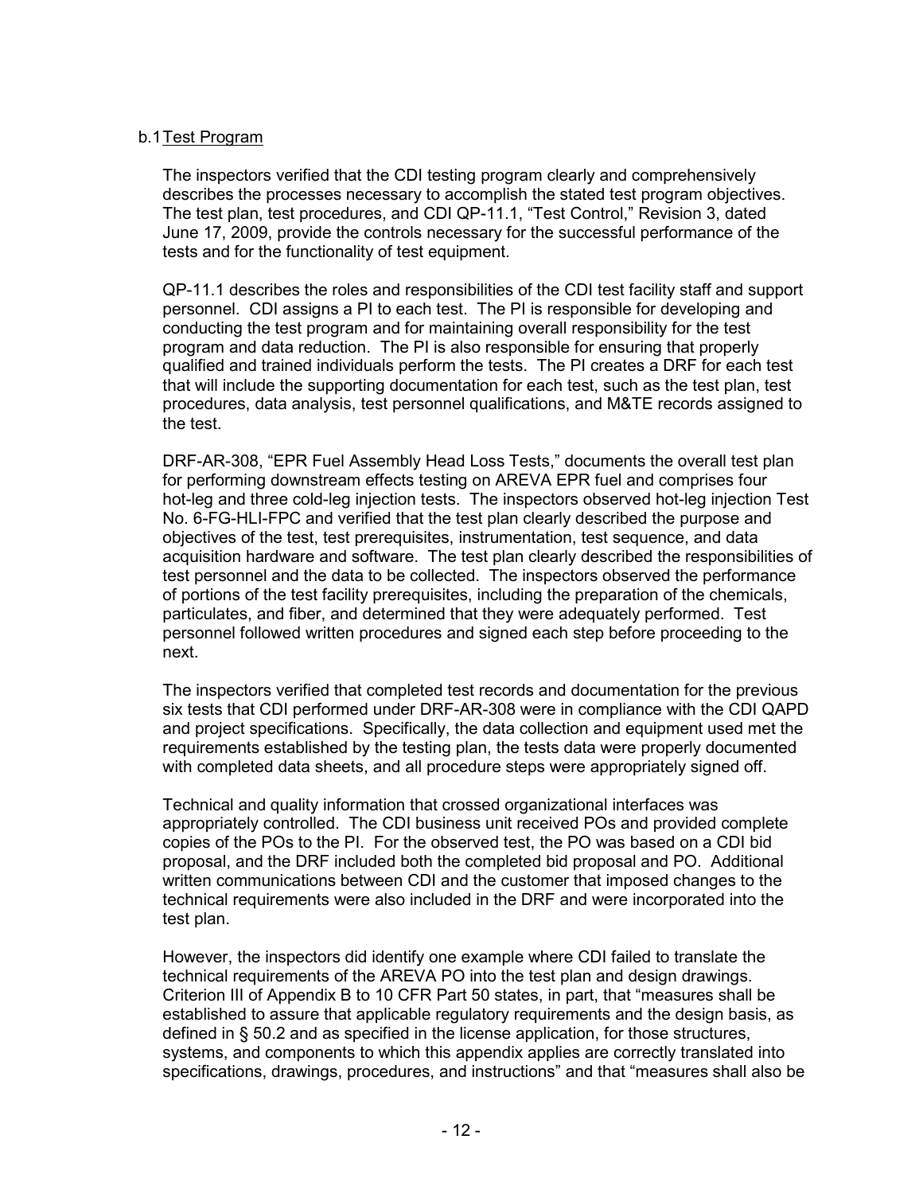## b.1 Test Program

The inspectors verified that the CDI testing program clearly and comprehensively describes the processes necessary to accomplish the stated test program objectives. The test plan, test procedures, and CDI QP-11.1, "Test Control," Revision 3, dated June 17, 2009, provide the controls necessary for the successful performance of the tests and for the functionality of test equipment.

QP-11.1 describes the roles and responsibilities of the CDI test facility staff and support personnel. CDI assigns a PI to each test. The PI is responsible for developing and conducting the test program and for maintaining overall responsibility for the test program and data reduction. The PI is also responsible for ensuring that properly qualified and trained individuals perform the tests. The PI creates a DRF for each test that will include the supporting documentation for each test, such as the test plan, test procedures, data analysis, test personnel qualifications, and M&TE records assigned to the test.

DRF-AR-308, "EPR Fuel Assembly Head Loss Tests," documents the overall test plan for performing downstream effects testing on AREVA EPR fuel and comprises four hot-leg and three cold-leg injection tests. The inspectors observed hot-leg injection Test No. 6-FG-HLI-FPC and verified that the test plan clearly described the purpose and objectives of the test, test prerequisites, instrumentation, test sequence, and data acquisition hardware and software. The test plan clearly described the responsibilities of test personnel and the data to be collected. The inspectors observed the performance of portions of the test facility prerequisites, including the preparation of the chemicals, particulates, and fiber, and determined that they were adequately performed. Test personnel followed written procedures and signed each step before proceeding to the next.

The inspectors verified that completed test records and documentation for the previous six tests that CDI performed under DRF-AR-308 were in compliance with the CDI QAPD and project specifications. Specifically, the data collection and equipment used met the requirements established by the testing plan, the tests data were properly documented with completed data sheets, and all procedure steps were appropriately signed off.

Technical and quality information that crossed organizational interfaces was appropriately controlled. The CDI business unit received POs and provided complete copies of the POs to the PI. For the observed test, the PO was based on a CDI bid proposal, and the DRF included both the completed bid proposal and PO. Additional written communications between CDI and the customer that imposed changes to the technical requirements were also included in the DRF and were incorporated into the test plan.

However, the inspectors did identify one example where CDI failed to translate the technical requirements of the AREVA PO into the test plan and design drawings. Criterion III of Appendix B to 10 CFR Part 50 states, in part, that "measures shall be established to assure that applicable regulatory requirements and the design basis, as defined in § 50.2 and as specified in the license application, for those structures, systems, and components to which this appendix applies are correctly translated into specifications, drawings, procedures, and instructions" and that "measures shall also be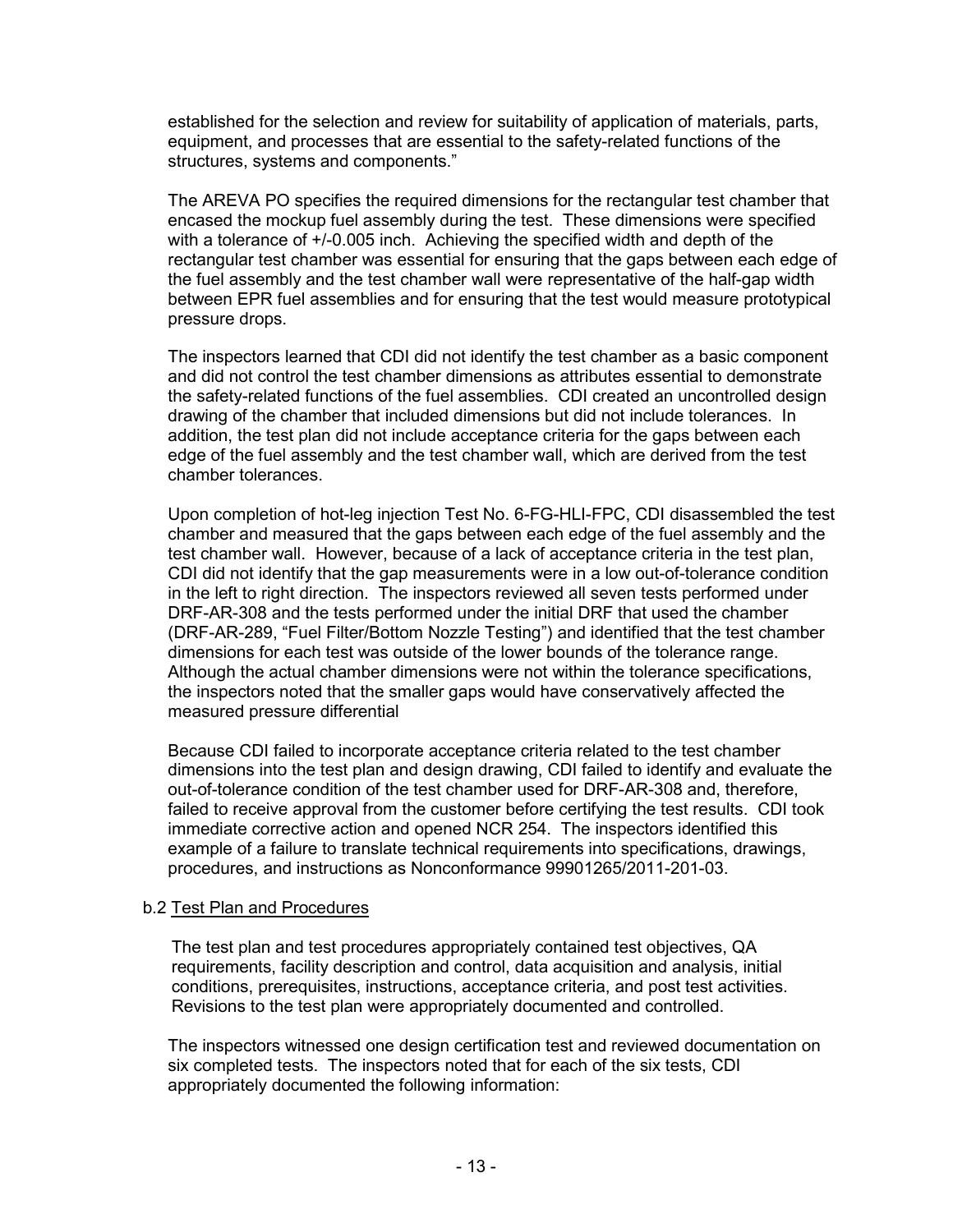established for the selection and review for suitability of application of materials, parts, equipment, and processes that are essential to the safety-related functions of the structures, systems and components."

The AREVA PO specifies the required dimensions for the rectangular test chamber that encased the mockup fuel assembly during the test. These dimensions were specified with a tolerance of +/-0.005 inch. Achieving the specified width and depth of the rectangular test chamber was essential for ensuring that the gaps between each edge of the fuel assembly and the test chamber wall were representative of the half-gap width between EPR fuel assemblies and for ensuring that the test would measure prototypical pressure drops.

The inspectors learned that CDI did not identify the test chamber as a basic component and did not control the test chamber dimensions as attributes essential to demonstrate the safety-related functions of the fuel assemblies. CDI created an uncontrolled design drawing of the chamber that included dimensions but did not include tolerances. In addition, the test plan did not include acceptance criteria for the gaps between each edge of the fuel assembly and the test chamber wall, which are derived from the test chamber tolerances.

Upon completion of hot-leg injection Test No. 6-FG-HLI-FPC, CDI disassembled the test chamber and measured that the gaps between each edge of the fuel assembly and the test chamber wall. However, because of a lack of acceptance criteria in the test plan, CDI did not identify that the gap measurements were in a low out-of-tolerance condition in the left to right direction. The inspectors reviewed all seven tests performed under DRF-AR-308 and the tests performed under the initial DRF that used the chamber (DRF-AR-289, "Fuel Filter/Bottom Nozzle Testing") and identified that the test chamber dimensions for each test was outside of the lower bounds of the tolerance range. Although the actual chamber dimensions were not within the tolerance specifications, the inspectors noted that the smaller gaps would have conservatively affected the measured pressure differential

Because CDI failed to incorporate acceptance criteria related to the test chamber dimensions into the test plan and design drawing, CDI failed to identify and evaluate the out-of-tolerance condition of the test chamber used for DRF-AR-308 and, therefore, failed to receive approval from the customer before certifying the test results. CDI took immediate corrective action and opened NCR 254. The inspectors identified this example of a failure to translate technical requirements into specifications, drawings, procedures, and instructions as Nonconformance 99901265/2011-201-03.

b.2 Test Plan and Procedures

The test plan and test procedures appropriately contained test objectives, QA requirements, facility description and control, data acquisition and analysis, initial conditions, prerequisites, instructions, acceptance criteria, and post test activities. Revisions to the test plan were appropriately documented and controlled.

The inspectors witnessed one design certification test and reviewed documentation on six completed tests. The inspectors noted that for each of the six tests, CDI appropriately documented the following information: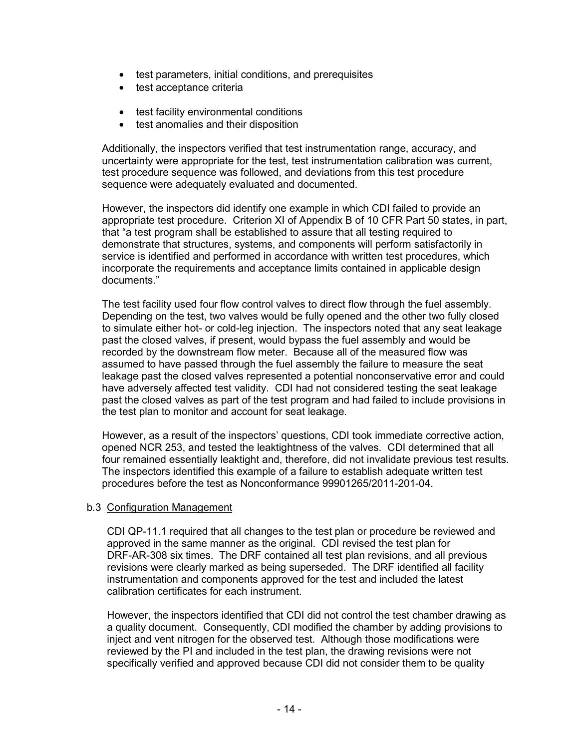- test parameters, initial conditions, and prerequisites
- test acceptance criteria
- test facility environmental conditions
- test anomalies and their disposition

Additionally, the inspectors verified that test instrumentation range, accuracy, and uncertainty were appropriate for the test, test instrumentation calibration was current, test procedure sequence was followed, and deviations from this test procedure sequence were adequately evaluated and documented.

However, the inspectors did identify one example in which CDI failed to provide an appropriate test procedure. Criterion XI of Appendix B of 10 CFR Part 50 states, in part, that "a test program shall be established to assure that all testing required to demonstrate that structures, systems, and components will perform satisfactorily in service is identified and performed in accordance with written test procedures, which incorporate the requirements and acceptance limits contained in applicable design documents."

The test facility used four flow control valves to direct flow through the fuel assembly. Depending on the test, two valves would be fully opened and the other two fully closed to simulate either hot- or cold-leg injection. The inspectors noted that any seat leakage past the closed valves, if present, would bypass the fuel assembly and would be recorded by the downstream flow meter. Because all of the measured flow was assumed to have passed through the fuel assembly the failure to measure the seat leakage past the closed valves represented a potential nonconservative error and could have adversely affected test validity. CDI had not considered testing the seat leakage past the closed valves as part of the test program and had failed to include provisions in the test plan to monitor and account for seat leakage.

However, as a result of the inspectors' questions, CDI took immediate corrective action, opened NCR 253, and tested the leaktightness of the valves. CDI determined that all four remained essentially leaktight and, therefore, did not invalidate previous test results. The inspectors identified this example of a failure to establish adequate written test procedures before the test as Nonconformance 99901265/2011-201-04.

b.3 Configuration Management

CDI QP-11.1 required that all changes to the test plan or procedure be reviewed and approved in the same manner as the original. CDI revised the test plan for DRF-AR-308 six times. The DRF contained all test plan revisions, and all previous revisions were clearly marked as being superseded. The DRF identified all facility instrumentation and components approved for the test and included the latest calibration certificates for each instrument.

However, the inspectors identified that CDI did not control the test chamber drawing as a quality document. Consequently, CDI modified the chamber by adding provisions to inject and vent nitrogen for the observed test. Although those modifications were reviewed by the PI and included in the test plan, the drawing revisions were not specifically verified and approved because CDI did not consider them to be quality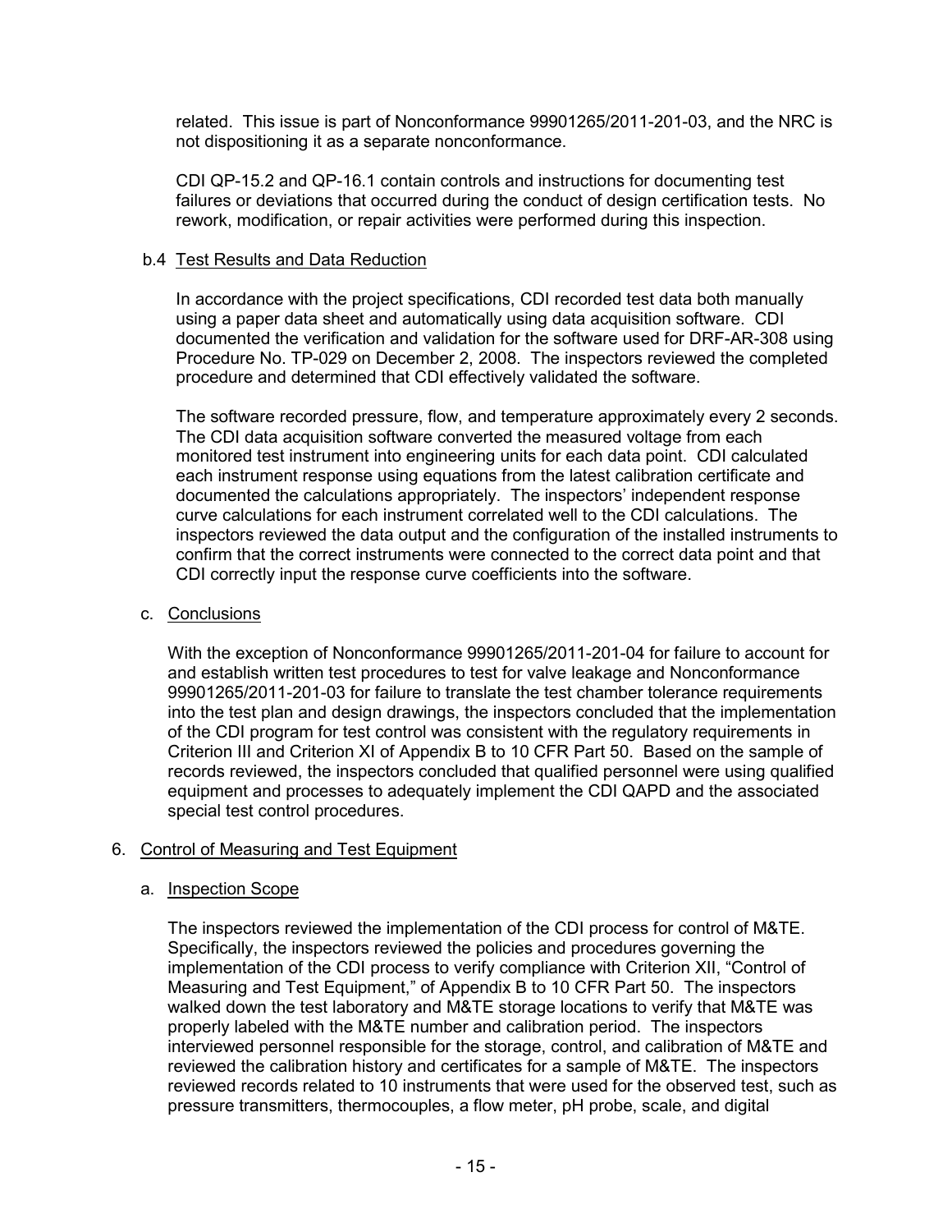related. This issue is part of Nonconformance 99901265/2011-201-03, and the NRC is not dispositioning it as a separate nonconformance.

CDI QP-15.2 and QP-16.1 contain controls and instructions for documenting test failures or deviations that occurred during the conduct of design certification tests. No rework, modification, or repair activities were performed during this inspection.

b.4 Test Results and Data Reduction

In accordance with the project specifications, CDI recorded test data both manually using a paper data sheet and automatically using data acquisition software. CDI documented the verification and validation for the software used for DRF-AR-308 using Procedure No. TP-029 on December 2, 2008. The inspectors reviewed the completed procedure and determined that CDI effectively validated the software.

The software recorded pressure, flow, and temperature approximately every 2 seconds. The CDI data acquisition software converted the measured voltage from each monitored test instrument into engineering units for each data point. CDI calculated each instrument response using equations from the latest calibration certificate and documented the calculations appropriately. The inspectors' independent response curve calculations for each instrument correlated well to the CDI calculations. The inspectors reviewed the data output and the configuration of the installed instruments to confirm that the correct instruments were connected to the correct data point and that CDI correctly input the response curve coefficients into the software.

c. Conclusions

With the exception of Nonconformance 99901265/2011-201-04 for failure to account for and establish written test procedures to test for valve leakage and Nonconformance 99901265/2011-201-03 for failure to translate the test chamber tolerance requirements into the test plan and design drawings, the inspectors concluded that the implementation of the CDI program for test control was consistent with the regulatory requirements in Criterion III and Criterion XI of Appendix B to 10 CFR Part 50. Based on the sample of records reviewed, the inspectors concluded that qualified personnel were using qualified equipment and processes to adequately implement the CDI QAPD and the associated special test control procedures.

6. Control of Measuring and Test Equipment

a. Inspection Scope

The inspectors reviewed the implementation of the CDI process for control of M&TE. Specifically, the inspectors reviewed the policies and procedures governing the implementation of the CDI process to verify compliance with Criterion XII, "Control of Measuring and Test Equipment," of Appendix B to 10 CFR Part 50. The inspectors walked down the test laboratory and M&TE storage locations to verify that M&TE was properly labeled with the M&TE number and calibration period. The inspectors interviewed personnel responsible for the storage, control, and calibration of M&TE and reviewed the calibration history and certificates for a sample of M&TE. The inspectors reviewed records related to 10 instruments that were used for the observed test, such as pressure transmitters, thermocouples, a flow meter, pH probe, scale, and digital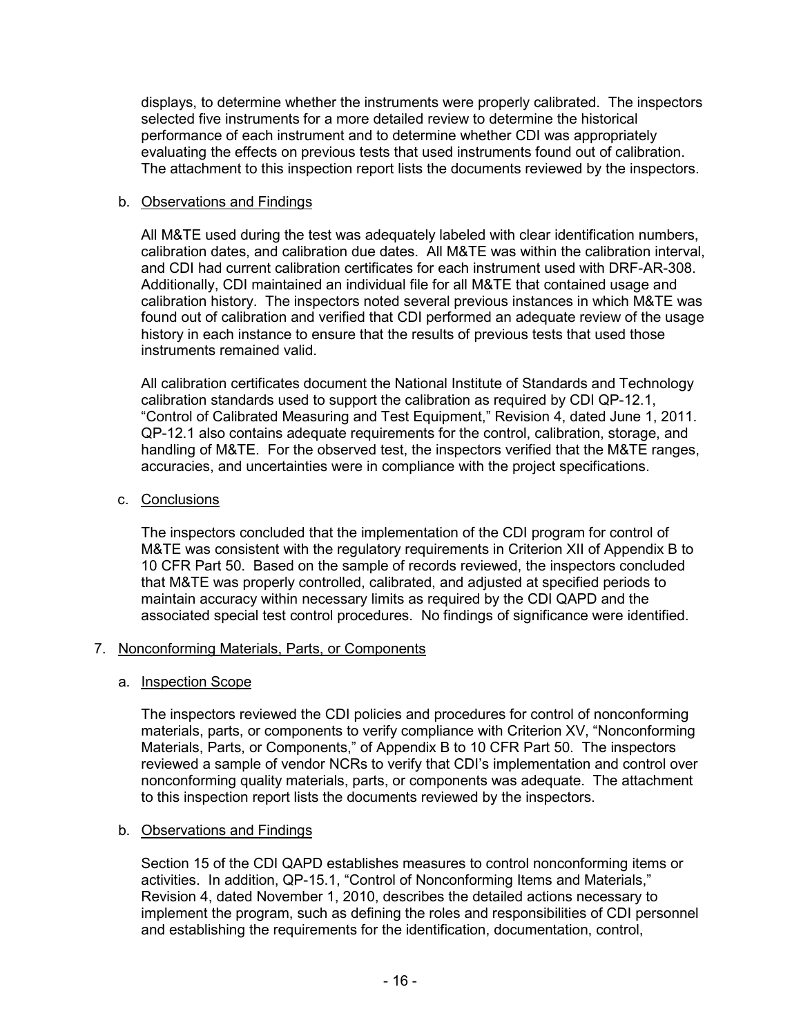displays, to determine whether the instruments were properly calibrated. The inspectors selected five instruments for a more detailed review to determine the historical performance of each instrument and to determine whether CDI was appropriately evaluating the effects on previous tests that used instruments found out of calibration. The attachment to this inspection report lists the documents reviewed by the inspectors.

b. Observations and Findings

All M&TE used during the test was adequately labeled with clear identification numbers, calibration dates, and calibration due dates. All M&TE was within the calibration interval, and CDI had current calibration certificates for each instrument used with DRF-AR-308. Additionally, CDI maintained an individual file for all M&TE that contained usage and calibration history. The inspectors noted several previous instances in which M&TE was found out of calibration and verified that CDI performed an adequate review of the usage history in each instance to ensure that the results of previous tests that used those instruments remained valid.

All calibration certificates document the National Institute of Standards and Technology calibration standards used to support the calibration as required by CDI QP-12.1, "Control of Calibrated Measuring and Test Equipment," Revision 4, dated June 1, 2011. QP-12.1 also contains adequate requirements for the control, calibration, storage, and handling of M&TE. For the observed test, the inspectors verified that the M&TE ranges, accuracies, and uncertainties were in compliance with the project specifications.

c. Conclusions

The inspectors concluded that the implementation of the CDI program for control of M&TE was consistent with the regulatory requirements in Criterion XII of Appendix B to 10 CFR Part 50. Based on the sample of records reviewed, the inspectors concluded that M&TE was properly controlled, calibrated, and adjusted at specified periods to maintain accuracy within necessary limits as required by the CDI QAPD and the associated special test control procedures. No findings of significance were identified.

7. Nonconforming Materials, Parts, or Components

a. Inspection Scope

The inspectors reviewed the CDI policies and procedures for control of nonconforming materials, parts, or components to verify compliance with Criterion XV, "Nonconforming Materials, Parts, or Components," of Appendix B to 10 CFR Part 50. The inspectors reviewed a sample of vendor NCRs to verify that CDI's implementation and control over nonconforming quality materials, parts, or components was adequate. The attachment to this inspection report lists the documents reviewed by the inspectors.

b. Observations and Findings

Section 15 of the CDI QAPD establishes measures to control nonconforming items or activities. In addition, QP-15.1, "Control of Nonconforming Items and Materials," Revision 4, dated November 1, 2010, describes the detailed actions necessary to implement the program, such as defining the roles and responsibilities of CDI personnel and establishing the requirements for the identification, documentation, control,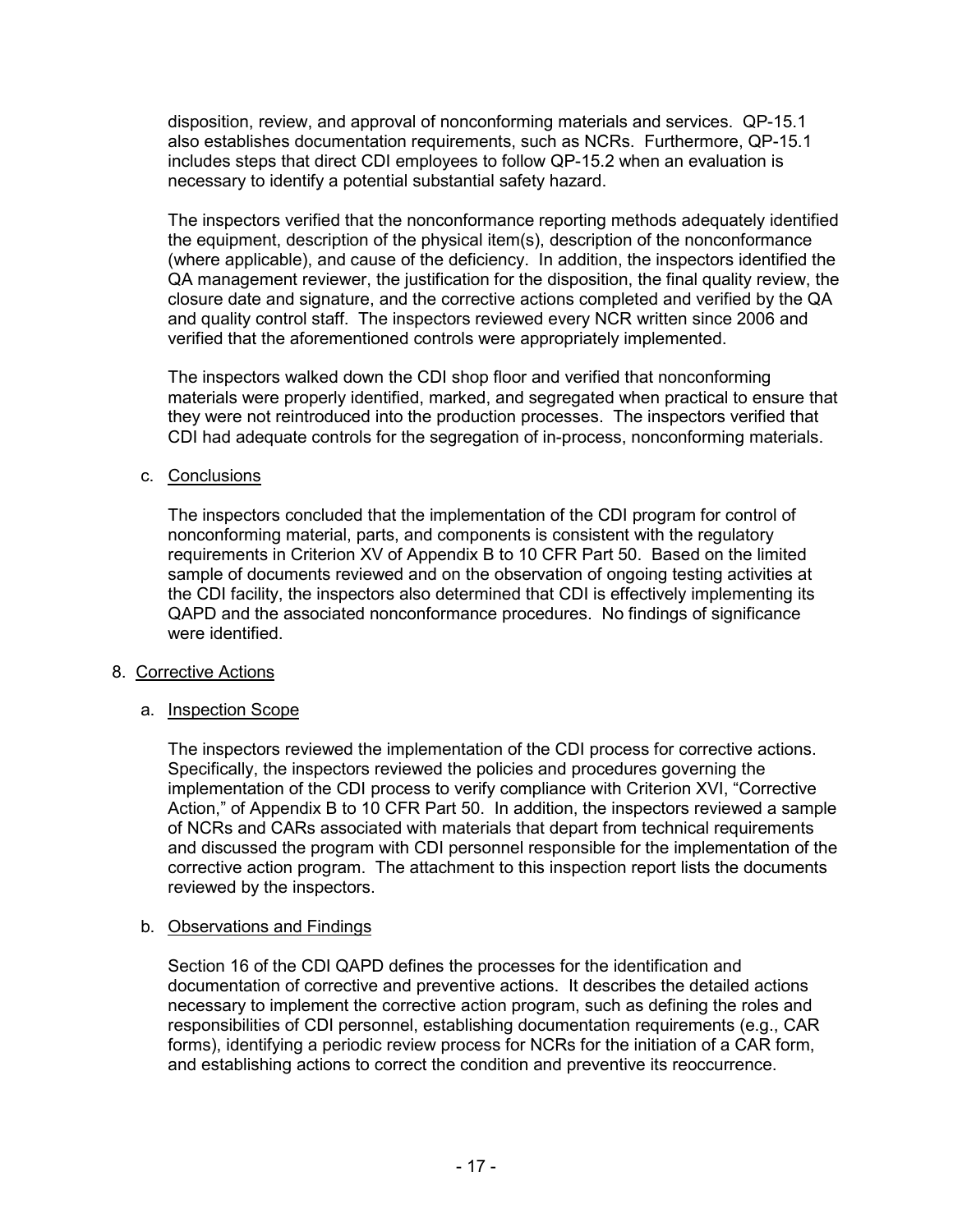disposition, review, and approval of nonconforming materials and services. QP-15.1 also establishes documentation requirements, such as NCRs. Furthermore, QP-15.1 includes steps that direct CDI employees to follow QP-15.2 when an evaluation is necessary to identify a potential substantial safety hazard.

The inspectors verified that the nonconformance reporting methods adequately identified the equipment, description of the physical item(s), description of the nonconformance (where applicable), and cause of the deficiency. In addition, the inspectors identified the QA management reviewer, the justification for the disposition, the final quality review, the closure date and signature, and the corrective actions completed and verified by the QA and quality control staff. The inspectors reviewed every NCR written since 2006 and verified that the aforementioned controls were appropriately implemented.

The inspectors walked down the CDI shop floor and verified that nonconforming materials were properly identified, marked, and segregated when practical to ensure that they were not reintroduced into the production processes. The inspectors verified that CDI had adequate controls for the segregation of in-process, nonconforming materials.

c. Conclusions

The inspectors concluded that the implementation of the CDI program for control of nonconforming material, parts, and components is consistent with the regulatory requirements in Criterion XV of Appendix B to 10 CFR Part 50. Based on the limited sample of documents reviewed and on the observation of ongoing testing activities at the CDI facility, the inspectors also determined that CDI is effectively implementing its QAPD and the associated nonconformance procedures. No findings of significance were identified.

## 8. Corrective Actions

a. Inspection Scope

The inspectors reviewed the implementation of the CDI process for corrective actions. Specifically, the inspectors reviewed the policies and procedures governing the implementation of the CDI process to verify compliance with Criterion XVI, “Corrective Action,” of Appendix B to 10 CFR Part 50. In addition, the inspectors reviewed a sample of NCRs and CARs associated with materials that depart from technical requirements and discussed the program with CDI personnel responsible for the implementation of the corrective action program. The attachment to this inspection report lists the documents reviewed by the inspectors.

b. Observations and Findings

Section 16 of the CDI QAPD defines the processes for the identification and documentation of corrective and preventive actions. It describes the detailed actions necessary to implement the corrective action program, such as defining the roles and responsibilities of CDI personnel, establishing documentation requirements (e.g., CAR forms), identifying a periodic review process for NCRs for the initiation of a CAR form, and establishing actions to correct the condition and preventive its reoccurrence.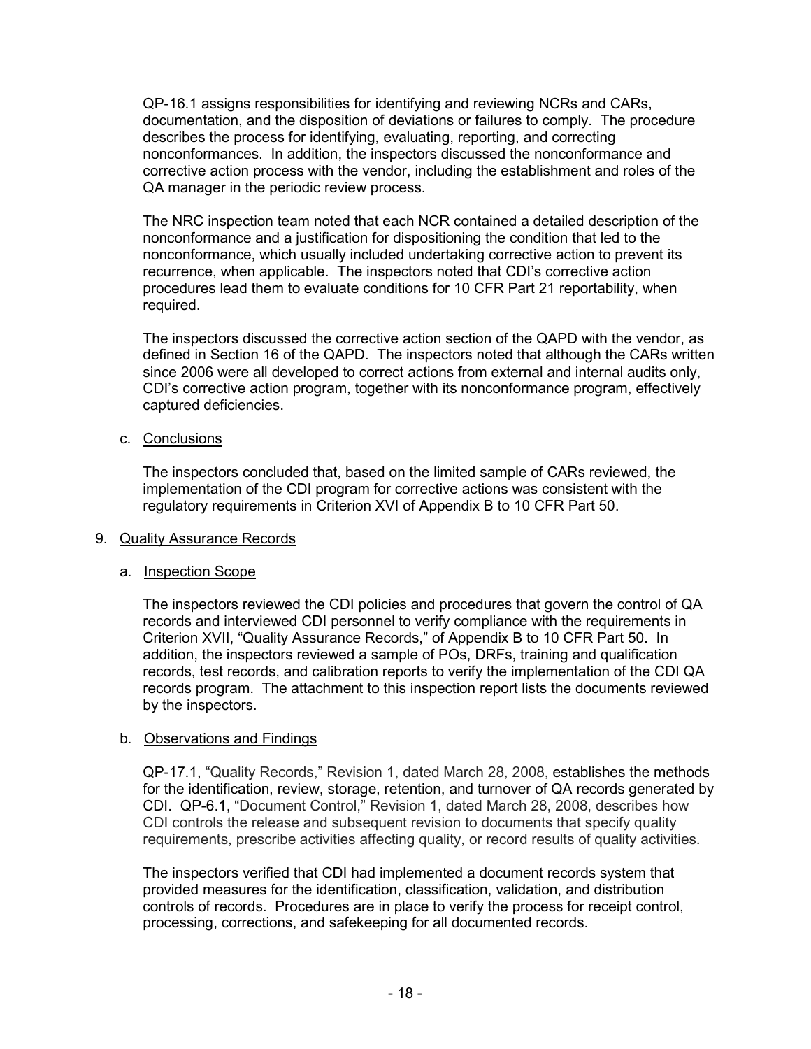QP-16.1 assigns responsibilities for identifying and reviewing NCRs and CARs, documentation, and the disposition of deviations or failures to comply. The procedure describes the process for identifying, evaluating, reporting, and correcting nonconformances. In addition, the inspectors discussed the nonconformance and corrective action process with the vendor, including the establishment and roles of the QA manager in the periodic review process.

The NRC inspection team noted that each NCR contained a detailed description of the nonconformance and a justification for dispositioning the condition that led to the nonconformance, which usually included undertaking corrective action to prevent its recurrence, when applicable. The inspectors noted that CDI's corrective action procedures lead them to evaluate conditions for 10 CFR Part 21 reportability, when required.

The inspectors discussed the corrective action section of the QAPD with the vendor, as defined in Section 16 of the QAPD. The inspectors noted that although the CARs written since 2006 were all developed to correct actions from external and internal audits only, CDI's corrective action program, together with its nonconformance program, effectively captured deficiencies.

c. Conclusions

The inspectors concluded that, based on the limited sample of CARs reviewed, the implementation of the CDI program for corrective actions was consistent with the regulatory requirements in Criterion XVI of Appendix B to 10 CFR Part 50.

9. Quality Assurance Records

a. Inspection Scope

The inspectors reviewed the CDI policies and procedures that govern the control of QA records and interviewed CDI personnel to verify compliance with the requirements in Criterion XVII, "Quality Assurance Records," of Appendix B to 10 CFR Part 50. In addition, the inspectors reviewed a sample of POs, DRFs, training and qualification records, test records, and calibration reports to verify the implementation of the CDI QA records program. The attachment to this inspection report lists the documents reviewed by the inspectors.

b. Observations and Findings

QP-17.1, "Quality Records," Revision 1, dated March 28, 2008, establishes the methods for the identification, review, storage, retention, and turnover of QA records generated by CDI. QP-6.1, "Document Control," Revision 1, dated March 28, 2008, describes how CDI controls the release and subsequent revision to documents that specify quality requirements, prescribe activities affecting quality, or record results of quality activities.

The inspectors verified that CDI had implemented a document records system that provided measures for the identification, classification, validation, and distribution controls of records. Procedures are in place to verify the process for receipt control, processing, corrections, and safekeeping for all documented records.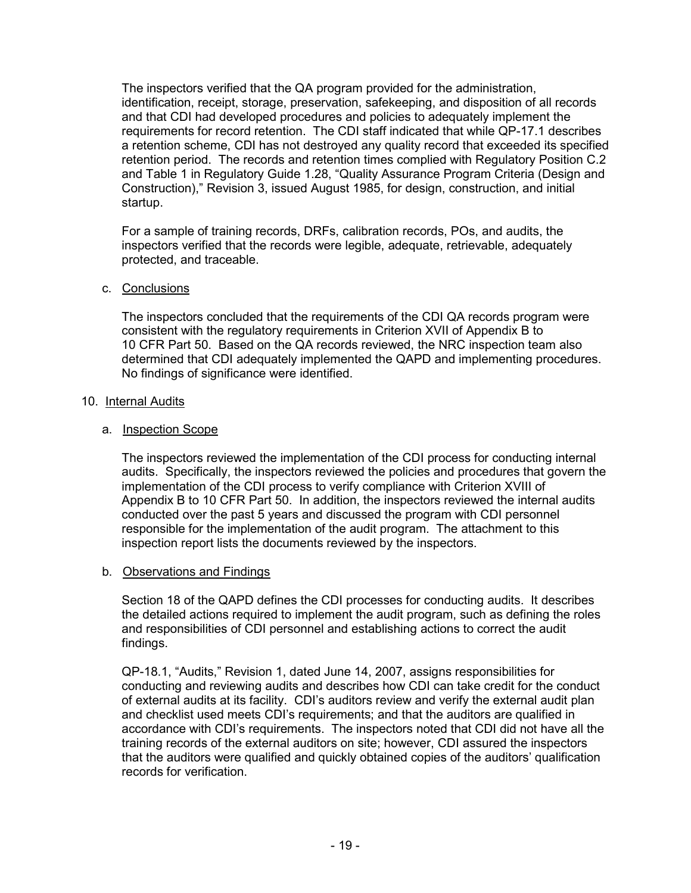The inspectors verified that the QA program provided for the administration, identification, receipt, storage, preservation, safekeeping, and disposition of all records and that CDI had developed procedures and policies to adequately implement the requirements for record retention. The CDI staff indicated that while QP-17.1 describes a retention scheme, CDI has not destroyed any quality record that exceeded its specified retention period. The records and retention times complied with Regulatory Position C.2 and Table 1 in Regulatory Guide 1.28, "Quality Assurance Program Criteria (Design and Construction)," Revision 3, issued August 1985, for design, construction, and initial startup.

For a sample of training records, DRFs, calibration records, POs, and audits, the inspectors verified that the records were legible, adequate, retrievable, adequately protected, and traceable.

c. Conclusions

The inspectors concluded that the requirements of the CDI QA records program were consistent with the regulatory requirements in Criterion XVII of Appendix B to 10 CFR Part 50. Based on the QA records reviewed, the NRC inspection team also determined that CDI adequately implemented the QAPD and implementing procedures. No findings of significance were identified.

## 10. Internal Audits

a. Inspection Scope

The inspectors reviewed the implementation of the CDI process for conducting internal audits. Specifically, the inspectors reviewed the policies and procedures that govern the implementation of the CDI process to verify compliance with Criterion XVIII of Appendix B to 10 CFR Part 50. In addition, the inspectors reviewed the internal audits conducted over the past 5 years and discussed the program with CDI personnel responsible for the implementation of the audit program. The attachment to this inspection report lists the documents reviewed by the inspectors.

b. Observations and Findings

Section 18 of the QAPD defines the CDI processes for conducting audits. It describes the detailed actions required to implement the audit program, such as defining the roles and responsibilities of CDI personnel and establishing actions to correct the audit findings.

QP-18.1, "Audits," Revision 1, dated June 14, 2007, assigns responsibilities for conducting and reviewing audits and describes how CDI can take credit for the conduct of external audits at its facility. CDI's auditors review and verify the external audit plan and checklist used meets CDI's requirements; and that the auditors are qualified in accordance with CDI's requirements. The inspectors noted that CDI did not have all the training records of the external auditors on site; however, CDI assured the inspectors that the auditors were qualified and quickly obtained copies of the auditors' qualification records for verification.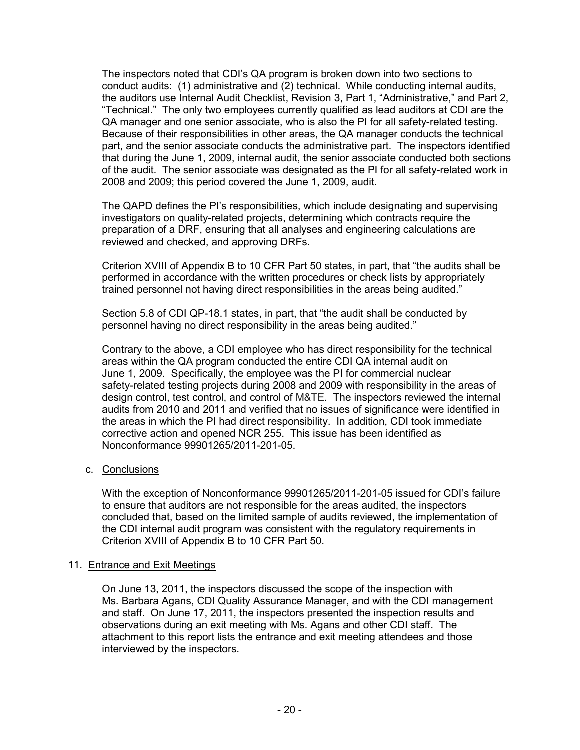The inspectors noted that CDI's QA program is broken down into two sections to conduct audits: (1) administrative and (2) technical. While conducting internal audits, the auditors use Internal Audit Checklist, Revision 3, Part 1, "Administrative," and Part 2, "Technical." The only two employees currently qualified as lead auditors at CDI are the QA manager and one senior associate, who is also the PI for all safety-related testing. Because of their responsibilities in other areas, the QA manager conducts the technical part, and the senior associate conducts the administrative part. The inspectors identified that during the June 1, 2009, internal audit, the senior associate conducted both sections of the audit. The senior associate was designated as the PI for all safety-related work in 2008 and 2009; this period covered the June 1, 2009, audit.

The QAPD defines the PI's responsibilities, which include designating and supervising investigators on quality-related projects, determining which contracts require the preparation of a DRF, ensuring that all analyses and engineering calculations are reviewed and checked, and approving DRFs.

Criterion XVIII of Appendix B to 10 CFR Part 50 states, in part, that "the audits shall be performed in accordance with the written procedures or check lists by appropriately trained personnel not having direct responsibilities in the areas being audited."

Section 5.8 of CDI QP-18.1 states, in part, that "the audit shall be conducted by personnel having no direct responsibility in the areas being audited."

Contrary to the above, a CDI employee who has direct responsibility for the technical areas within the QA program conducted the entire CDI QA internal audit on June 1, 2009. Specifically, the employee was the PI for commercial nuclear safety-related testing projects during 2008 and 2009 with responsibility in the areas of design control, test control, and control of M&TE. The inspectors reviewed the internal audits from 2010 and 2011 and verified that no issues of significance were identified in the areas in which the PI had direct responsibility. In addition, CDI took immediate corrective action and opened NCR 255. This issue has been identified as Nonconformance 99901265/2011-201-05.

c. Conclusions

With the exception of Nonconformance 99901265/2011-201-05 issued for CDI's failure to ensure that auditors are not responsible for the areas audited, the inspectors concluded that, based on the limited sample of audits reviewed, the implementation of the CDI internal audit program was consistent with the regulatory requirements in Criterion XVIII of Appendix B to 10 CFR Part 50.

## 11. Entrance and Exit Meetings

On June 13, 2011, the inspectors discussed the scope of the inspection with Ms. Barbara Agans, CDI Quality Assurance Manager, and with the CDI management and staff. On June 17, 2011, the inspectors presented the inspection results and observations during an exit meeting with Ms. Agans and other CDI staff. The attachment to this report lists the entrance and exit meeting attendees and those interviewed by the inspectors.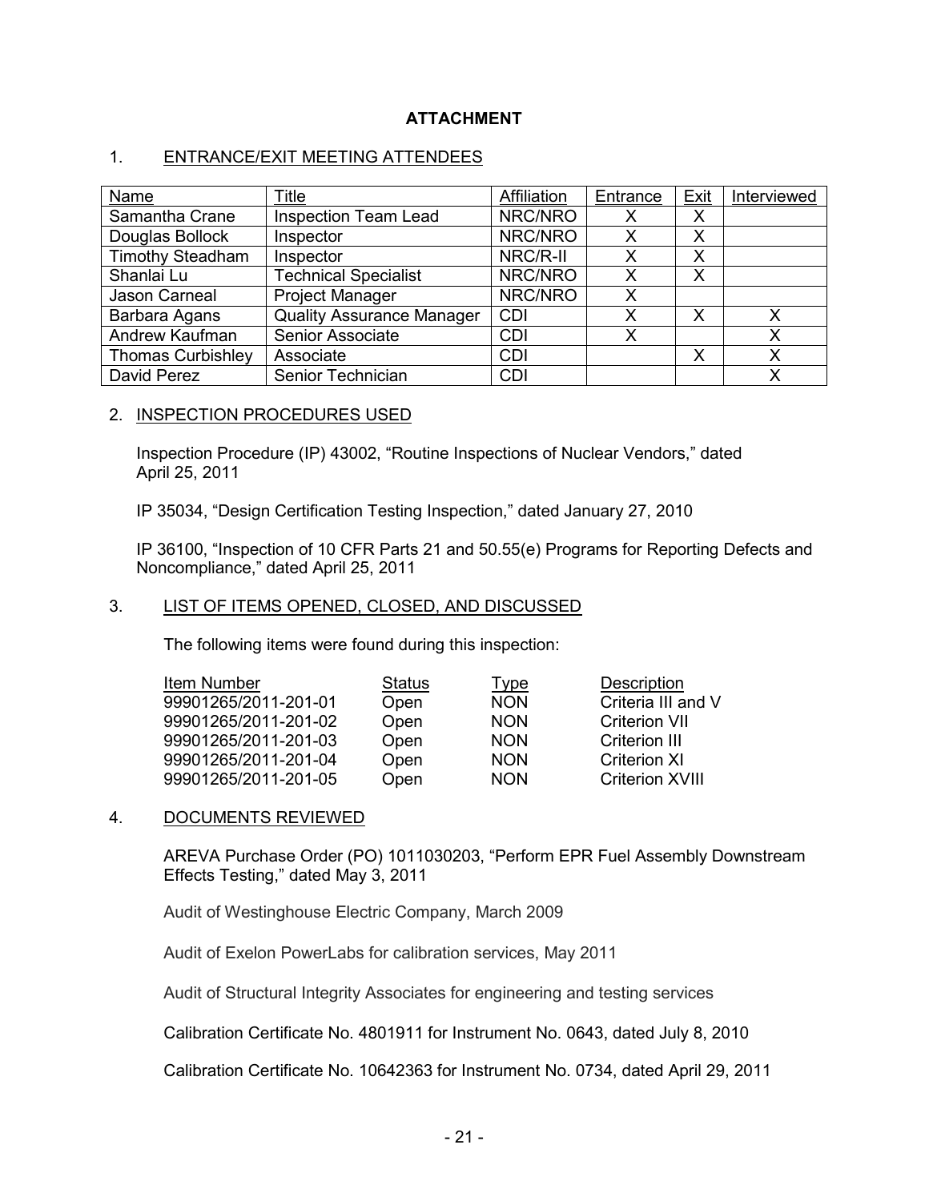## ATTACHMENT

### 1. ENTRANCE/EXIT MEETING ATTENDEES

| Name | Title | Affiliation | Entrance | Exit | Interviewed |
|---|---|---|---|---|---|
| Samantha Crane | Inspection Team Lead | NRC/NRO | X | X | |
| Douglas Bollock | Inspector | NRC/NRO | X | X | |
| Timothy Steadham | Inspector | NRC/R-II | X | X | |
| Shanlai Lu | Technical Specialist | NRC/NRO | X | X | |
| Jason Carneal | Project Manager | NRC/NRO | X | | |
| Barbara Agans | Quality Assurance Manager | CDI | X | X | X |
| Andrew Kaufman | Senior Associate | CDI | X | | X |
| Thomas Curbishley | Associate | CDI | | X | X |
| David Perez | Senior Technician | CDI | | | X |

### 2. INSPECTION PROCEDURES USED

Inspection Procedure (IP) 43002, "Routine Inspections of Nuclear Vendors," dated April 25, 2011

IP 35034, "Design Certification Testing Inspection," dated January 27, 2010

IP 36100, "Inspection of 10 CFR Parts 21 and 50.55(e) Programs for Reporting Defects and Noncompliance," dated April 25, 2011

### 3. LIST OF ITEMS OPENED, CLOSED, AND DISCUSSED

The following items were found during this inspection:

| Item Number | Status | Type | Description |
|---|---|---|---|
| 99901265/2011-201-01 | Open | NON | Criteria III and V |
| 99901265/2011-201-02 | Open | NON | Criterion VII |
| 99901265/2011-201-03 | Open | NON | Criterion III |
| 99901265/2011-201-04 | Open | NON | Criterion XI |
| 99901265/2011-201-05 | Open | NON | Criterion XVIII |

### 4. DOCUMENTS REVIEWED

AREVA Purchase Order (PO) 1011030203, "Perform EPR Fuel Assembly Downstream Effects Testing," dated May 3, 2011

Audit of Westinghouse Electric Company, March 2009

Audit of Exelon PowerLabs for calibration services, May 2011

Audit of Structural Integrity Associates for engineering and testing services

Calibration Certificate No. 4801911 for Instrument No. 0643, dated July 8, 2010

Calibration Certificate No. 10642363 for Instrument No. 0734, dated April 29, 2011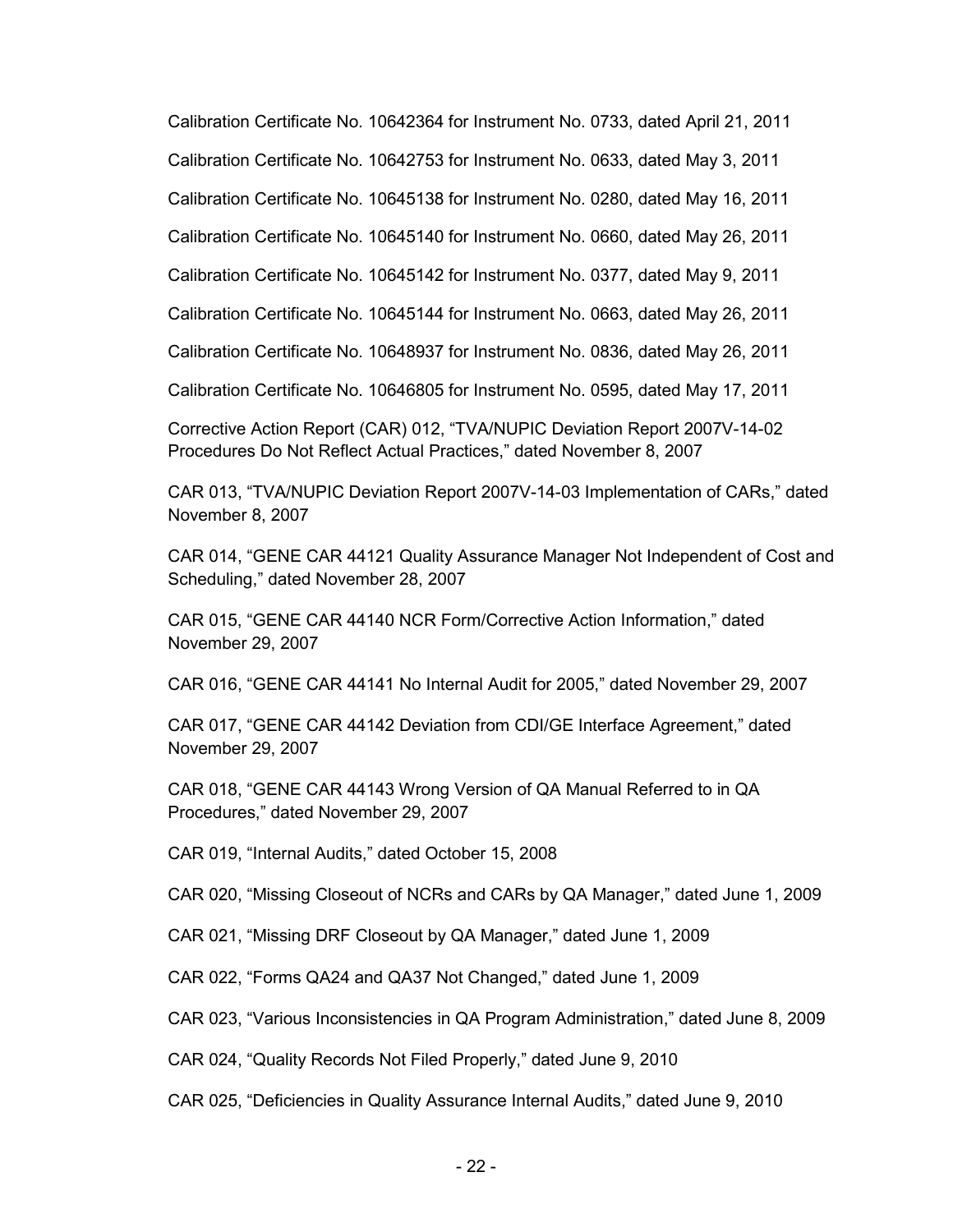Calibration Certificate No. 10642364 for Instrument No. 0733, dated April 21, 2011

Calibration Certificate No. 10642753 for Instrument No. 0633, dated May 3, 2011

Calibration Certificate No. 10645138 for Instrument No. 0280, dated May 16, 2011

Calibration Certificate No. 10645140 for Instrument No. 0660, dated May 26, 2011

Calibration Certificate No. 10645142 for Instrument No. 0377, dated May 9, 2011

Calibration Certificate No. 10645144 for Instrument No. 0663, dated May 26, 2011

Calibration Certificate No. 10648937 for Instrument No. 0836, dated May 26, 2011

Calibration Certificate No. 10646805 for Instrument No. 0595, dated May 17, 2011

Corrective Action Report (CAR) 012, "TVA/NUPIC Deviation Report 2007V-14-02 Procedures Do Not Reflect Actual Practices," dated November 8, 2007

CAR 013, "TVA/NUPIC Deviation Report 2007V-14-03 Implementation of CARs," dated November 8, 2007

CAR 014, "GENE CAR 44121 Quality Assurance Manager Not Independent of Cost and Scheduling," dated November 28, 2007

CAR 015, "GENE CAR 44140 NCR Form/Corrective Action Information," dated November 29, 2007

CAR 016, "GENE CAR 44141 No Internal Audit for 2005," dated November 29, 2007

CAR 017, "GENE CAR 44142 Deviation from CDI/GE Interface Agreement," dated November 29, 2007

CAR 018, "GENE CAR 44143 Wrong Version of QA Manual Referred to in QA Procedures," dated November 29, 2007

CAR 019, "Internal Audits," dated October 15, 2008

CAR 020, "Missing Closeout of NCRs and CARs by QA Manager," dated June 1, 2009

CAR 021, "Missing DRF Closeout by QA Manager," dated June 1, 2009

CAR 022, "Forms QA24 and QA37 Not Changed," dated June 1, 2009

CAR 023, "Various Inconsistencies in QA Program Administration," dated June 8, 2009

CAR 024, "Quality Records Not Filed Properly," dated June 9, 2010

CAR 025, "Deficiencies in Quality Assurance Internal Audits," dated June 9, 2010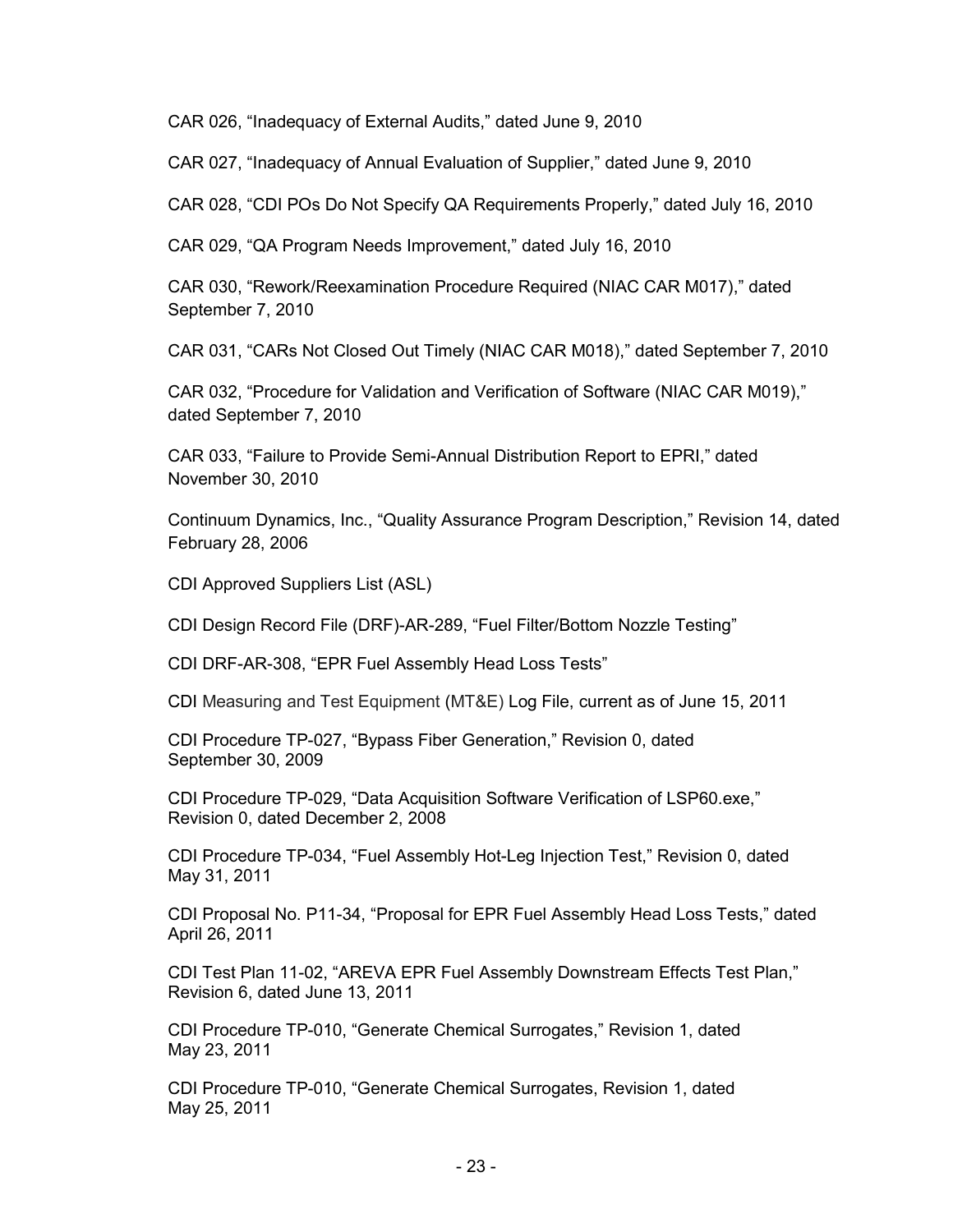CAR 026, “Inadequacy of External Audits,” dated June 9, 2010

CAR 027, “Inadequacy of Annual Evaluation of Supplier,” dated June 9, 2010

CAR 028, “CDI POs Do Not Specify QA Requirements Properly,” dated July 16, 2010

CAR 029, “QA Program Needs Improvement,” dated July 16, 2010

CAR 030, “Rework/Reexamination Procedure Required (NIAC CAR M017),” dated September 7, 2010

CAR 031, “CARs Not Closed Out Timely (NIAC CAR M018),” dated September 7, 2010

CAR 032, “Procedure for Validation and Verification of Software (NIAC CAR M019),” dated September 7, 2010

CAR 033, “Failure to Provide Semi-Annual Distribution Report to EPRI,” dated November 30, 2010

Continuum Dynamics, Inc., “Quality Assurance Program Description,” Revision 14, dated February 28, 2006

CDI Approved Suppliers List (ASL)

CDI Design Record File (DRF)-AR-289, “Fuel Filter/Bottom Nozzle Testing”

CDI DRF-AR-308, “EPR Fuel Assembly Head Loss Tests”

CDI Measuring and Test Equipment (MT&E) Log File, current as of June 15, 2011

CDI Procedure TP-027, “Bypass Fiber Generation,” Revision 0, dated September 30, 2009

CDI Procedure TP-029, “Data Acquisition Software Verification of LSP60.exe,” Revision 0, dated December 2, 2008

CDI Procedure TP-034, “Fuel Assembly Hot-Leg Injection Test,” Revision 0, dated May 31, 2011

CDI Proposal No. P11-34, “Proposal for EPR Fuel Assembly Head Loss Tests,” dated April 26, 2011

CDI Test Plan 11-02, “AREVA EPR Fuel Assembly Downstream Effects Test Plan,” Revision 6, dated June 13, 2011

CDI Procedure TP-010, “Generate Chemical Surrogates,” Revision 1, dated May 23, 2011

CDI Procedure TP-010, “Generate Chemical Surrogates, Revision 1, dated May 25, 2011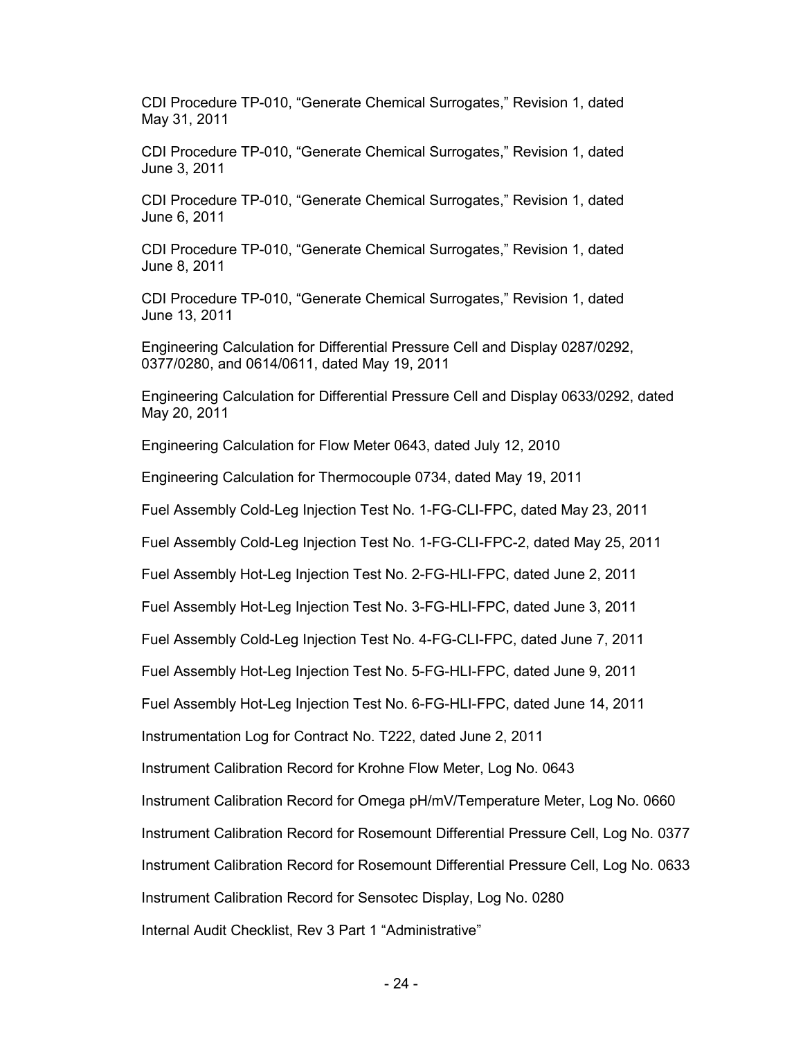CDI Procedure TP-010, “Generate Chemical Surrogates,” Revision 1, dated May 31, 2011

CDI Procedure TP-010, “Generate Chemical Surrogates,” Revision 1, dated June 3, 2011

CDI Procedure TP-010, “Generate Chemical Surrogates,” Revision 1, dated June 6, 2011

CDI Procedure TP-010, “Generate Chemical Surrogates,” Revision 1, dated June 8, 2011

CDI Procedure TP-010, “Generate Chemical Surrogates,” Revision 1, dated June 13, 2011

Engineering Calculation for Differential Pressure Cell and Display 0287/0292, 0377/0280, and 0614/0611, dated May 19, 2011

Engineering Calculation for Differential Pressure Cell and Display 0633/0292, dated May 20, 2011

Engineering Calculation for Flow Meter 0643, dated July 12, 2010

Engineering Calculation for Thermocouple 0734, dated May 19, 2011

Fuel Assembly Cold-Leg Injection Test No. 1-FG-CLI-FPC, dated May 23, 2011

Fuel Assembly Cold-Leg Injection Test No. 1-FG-CLI-FPC-2, dated May 25, 2011

Fuel Assembly Hot-Leg Injection Test No. 2-FG-HLI-FPC, dated June 2, 2011

Fuel Assembly Hot-Leg Injection Test No. 3-FG-HLI-FPC, dated June 3, 2011

Fuel Assembly Cold-Leg Injection Test No. 4-FG-CLI-FPC, dated June 7, 2011

Fuel Assembly Hot-Leg Injection Test No. 5-FG-HLI-FPC, dated June 9, 2011

Fuel Assembly Hot-Leg Injection Test No. 6-FG-HLI-FPC, dated June 14, 2011

Instrumentation Log for Contract No. T222, dated June 2, 2011

Instrument Calibration Record for Krohne Flow Meter, Log No. 0643

Instrument Calibration Record for Omega pH/mV/Temperature Meter, Log No. 0660

Instrument Calibration Record for Rosemount Differential Pressure Cell, Log No. 0377

Instrument Calibration Record for Rosemount Differential Pressure Cell, Log No. 0633

Instrument Calibration Record for Sensotec Display, Log No. 0280

Internal Audit Checklist, Rev 3 Part 1 “Administrative”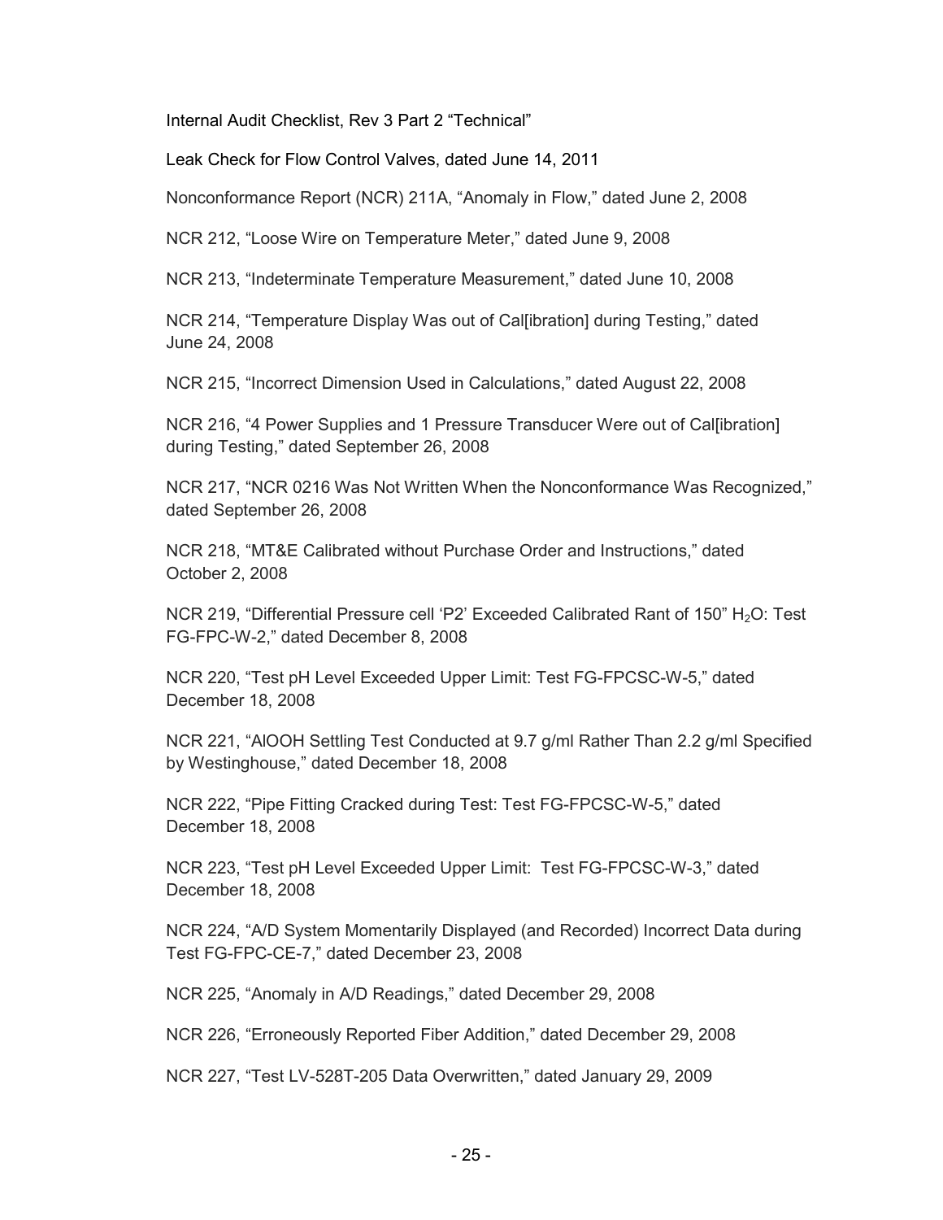Internal Audit Checklist, Rev 3 Part 2 “Technical”

Leak Check for Flow Control Valves, dated June 14, 2011

Nonconformance Report (NCR) 211A, “Anomaly in Flow,” dated June 2, 2008

NCR 212, “Loose Wire on Temperature Meter,” dated June 9, 2008

NCR 213, “Indeterminate Temperature Measurement,” dated June 10, 2008

NCR 214, “Temperature Display Was out of Cal[ibration] during Testing,” dated June 24, 2008

NCR 215, “Incorrect Dimension Used in Calculations,” dated August 22, 2008

NCR 216, “4 Power Supplies and 1 Pressure Transducer Were out of Cal[ibration] during Testing,” dated September 26, 2008

NCR 217, “NCR 0216 Was Not Written When the Nonconformance Was Recognized,” dated September 26, 2008

NCR 218, “MT&E Calibrated without Purchase Order and Instructions,” dated October 2, 2008

NCR 219, “Differential Pressure cell ‘P2’ Exceeded Calibrated Rant of 150” $H_2O$: Test FG-FPC-W-2,” dated December 8, 2008

NCR 220, “Test pH Level Exceeded Upper Limit: Test FG-FPCSC-W-5,” dated December 18, 2008

NCR 221, “AlOOH Settling Test Conducted at 9.7 g/ml Rather Than 2.2 g/ml Specified by Westinghouse,” dated December 18, 2008

NCR 222, “Pipe Fitting Cracked during Test: Test FG-FPCSC-W-5,” dated December 18, 2008

NCR 223, “Test pH Level Exceeded Upper Limit: Test FG-FPCSC-W-3,” dated December 18, 2008

NCR 224, “A/D System Momentarily Displayed (and Recorded) Incorrect Data during Test FG-FPC-CE-7,” dated December 23, 2008

NCR 225, “Anomaly in A/D Readings,” dated December 29, 2008

NCR 226, “Erroneously Reported Fiber Addition,” dated December 29, 2008

NCR 227, “Test LV-528T-205 Data Overwritten,” dated January 29, 2009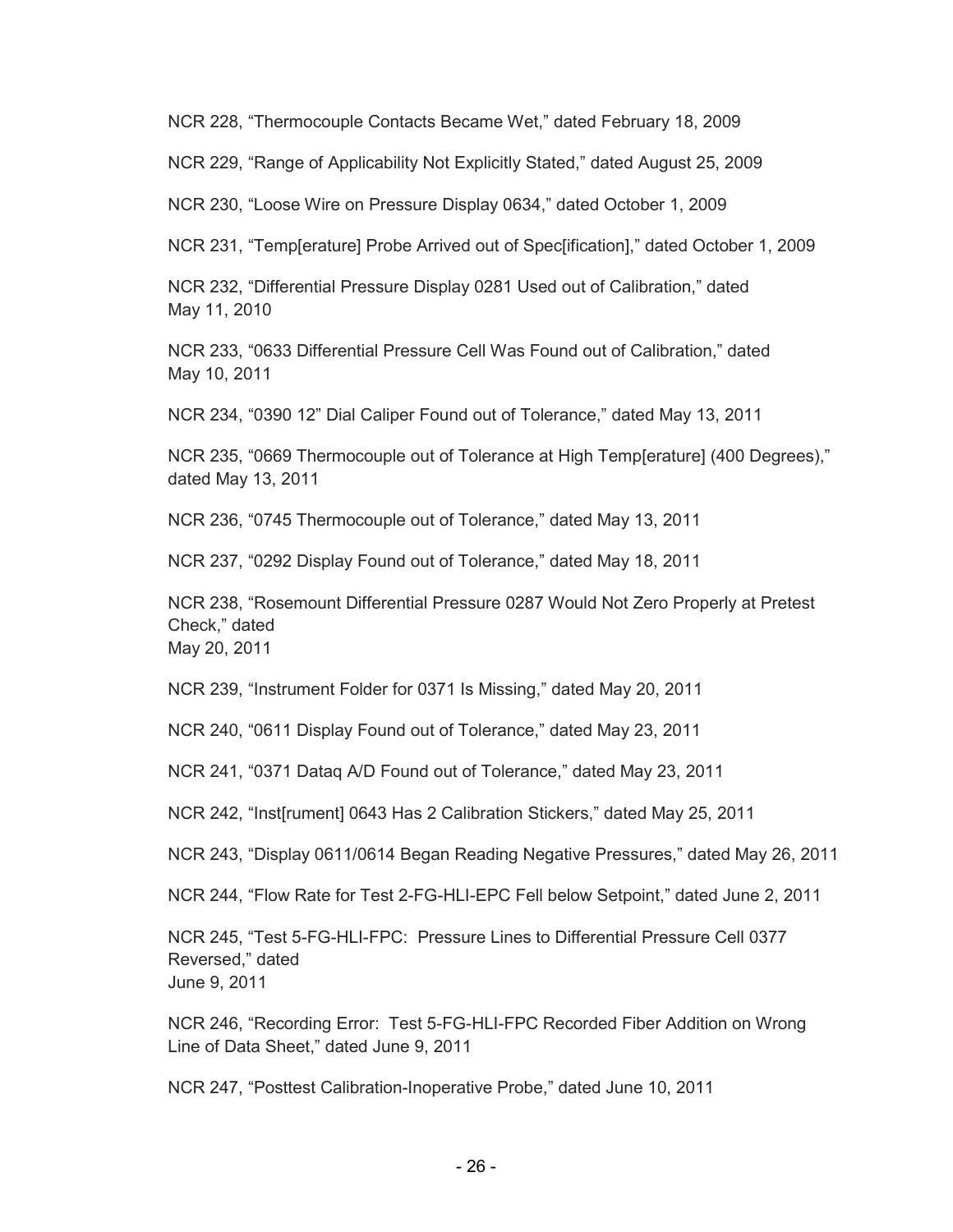NCR 228, "Thermocouple Contacts Became Wet," dated February 18, 2009

NCR 229, "Range of Applicability Not Explicitly Stated," dated August 25, 2009

NCR 230, "Loose Wire on Pressure Display 0634," dated October 1, 2009

NCR 231, "Temp[erature] Probe Arrived out of Spec[ification]," dated October 1, 2009

NCR 232, "Differential Pressure Display 0281 Used out of Calibration," dated May 11, 2010

NCR 233, "0633 Differential Pressure Cell Was Found out of Calibration," dated May 10, 2011

NCR 234, "0390 12" Dial Caliper Found out of Tolerance," dated May 13, 2011

NCR 235, "0669 Thermocouple out of Tolerance at High Temp[erature] (400 Degrees)," dated May 13, 2011

NCR 236, "0745 Thermocouple out of Tolerance," dated May 13, 2011

NCR 237, "0292 Display Found out of Tolerance," dated May 18, 2011

NCR 238, "Rosemount Differential Pressure 0287 Would Not Zero Properly at Pretest Check," dated May 20, 2011

NCR 239, "Instrument Folder for 0371 Is Missing," dated May 20, 2011

NCR 240, "0611 Display Found out of Tolerance," dated May 23, 2011

NCR 241, "0371 Dataq A/D Found out of Tolerance," dated May 23, 2011

NCR 242, "Inst[rument] 0643 Has 2 Calibration Stickers," dated May 25, 2011

NCR 243, "Display 0611/0614 Began Reading Negative Pressures," dated May 26, 2011

NCR 244, "Flow Rate for Test 2-FG-HLI-EPC Fell below Setpoint," dated June 2, 2011

NCR 245, "Test 5-FG-HLI-FPC: Pressure Lines to Differential Pressure Cell 0377 Reversed," dated June 9, 2011

NCR 246, "Recording Error: Test 5-FG-HLI-FPC Recorded Fiber Addition on Wrong Line of Data Sheet," dated June 9, 2011

NCR 247, "Posttest Calibration-Inoperative Probe," dated June 10, 2011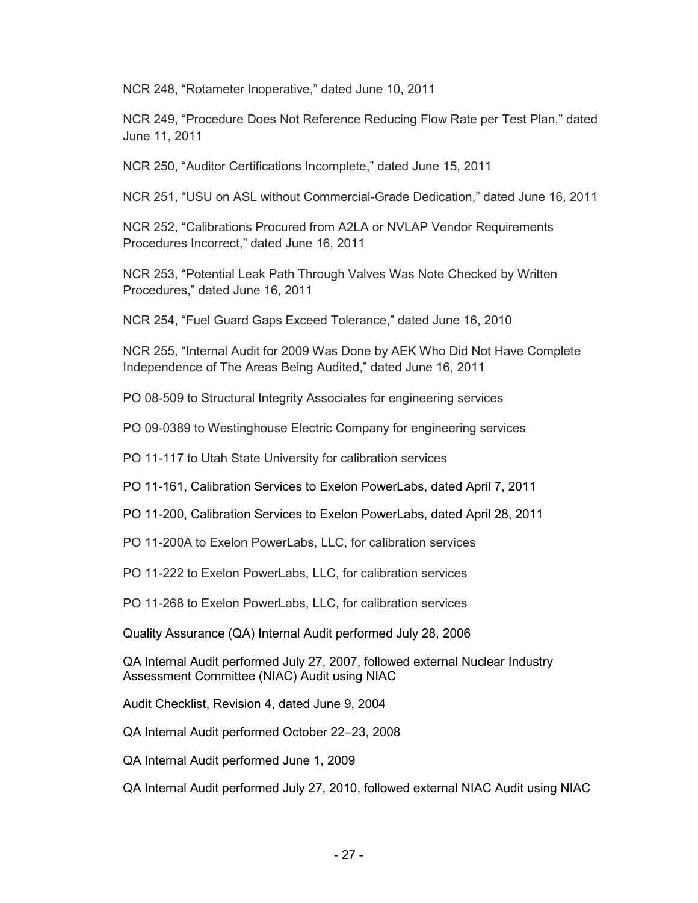NCR 248, “Rotameter Inoperative,” dated June 10, 2011

NCR 249, “Procedure Does Not Reference Reducing Flow Rate per Test Plan,” dated June 11, 2011

NCR 250, “Auditor Certifications Incomplete,” dated June 15, 2011

NCR 251, “USU on ASL without Commercial-Grade Dedication,” dated June 16, 2011

NCR 252, “Calibrations Procured from A2LA or NVLAP Vendor Requirements Procedures Incorrect,” dated June 16, 2011

NCR 253, “Potential Leak Path Through Valves Was Note Checked by Written Procedures,” dated June 16, 2011

NCR 254, “Fuel Guard Gaps Exceed Tolerance,” dated June 16, 2010

NCR 255, “Internal Audit for 2009 Was Done by AEK Who Did Not Have Complete Independence of The Areas Being Audited,” dated June 16, 2011

PO 08-509 to Structural Integrity Associates for engineering services

PO 09-0389 to Westinghouse Electric Company for engineering services

PO 11-117 to Utah State University for calibration services

PO 11-161, Calibration Services to Exelon PowerLabs, dated April 7, 2011

PO 11-200, Calibration Services to Exelon PowerLabs, dated April 28, 2011

PO 11-200A to Exelon PowerLabs, LLC, for calibration services

PO 11-222 to Exelon PowerLabs, LLC, for calibration services

PO 11-268 to Exelon PowerLabs, LLC, for calibration services

Quality Assurance (QA) Internal Audit performed July 28, 2006

QA Internal Audit performed July 27, 2007, followed external Nuclear Industry Assessment Committee (NIAC) Audit using NIAC

Audit Checklist, Revision 4, dated June 9, 2004

QA Internal Audit performed October 22–23, 2008

QA Internal Audit performed June 1, 2009

QA Internal Audit performed July 27, 2010, followed external NIAC Audit using NIAC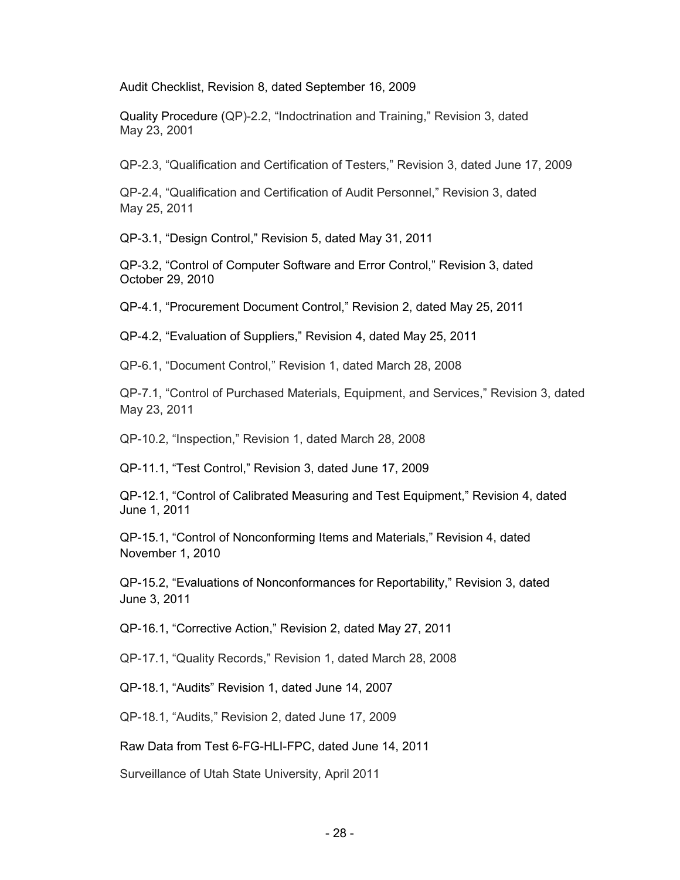Audit Checklist, Revision 8, dated September 16, 2009

Quality Procedure (QP)-2.2, “Indoctrination and Training,” Revision 3, dated May 23, 2001

QP-2.3, “Qualification and Certification of Testers,” Revision 3, dated June 17, 2009

QP-2.4, “Qualification and Certification of Audit Personnel,” Revision 3, dated May 25, 2011

QP-3.1, “Design Control,” Revision 5, dated May 31, 2011

QP-3.2, “Control of Computer Software and Error Control,” Revision 3, dated October 29, 2010

QP-4.1, “Procurement Document Control,” Revision 2, dated May 25, 2011

QP-4.2, “Evaluation of Suppliers,” Revision 4, dated May 25, 2011

QP-6.1, “Document Control,” Revision 1, dated March 28, 2008

QP-7.1, “Control of Purchased Materials, Equipment, and Services,” Revision 3, dated May 23, 2011

QP-10.2, “Inspection,” Revision 1, dated March 28, 2008

QP-11.1, “Test Control,” Revision 3, dated June 17, 2009

QP-12.1, “Control of Calibrated Measuring and Test Equipment,” Revision 4, dated June 1, 2011

QP-15.1, “Control of Nonconforming Items and Materials,” Revision 4, dated November 1, 2010

QP-15.2, “Evaluations of Nonconformances for Reportability,” Revision 3, dated June 3, 2011

QP-16.1, “Corrective Action,” Revision 2, dated May 27, 2011

QP-17.1, “Quality Records,” Revision 1, dated March 28, 2008

QP-18.1, “Audits” Revision 1, dated June 14, 2007

QP-18.1, “Audits,” Revision 2, dated June 17, 2009

Raw Data from Test 6-FG-HLI-FPC, dated June 14, 2011

Surveillance of Utah State University, April 2011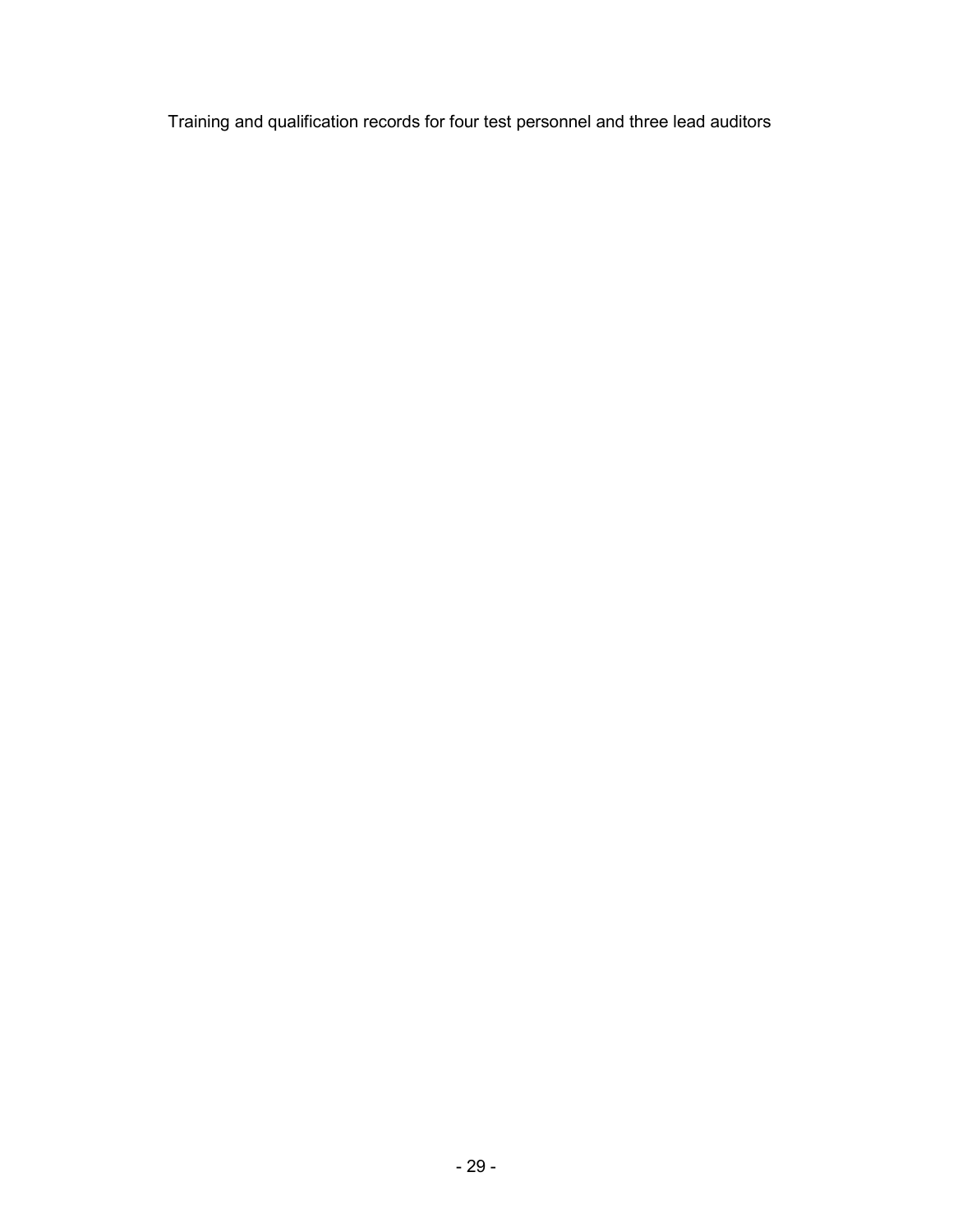Training and qualification records for four test personnel and three lead auditors